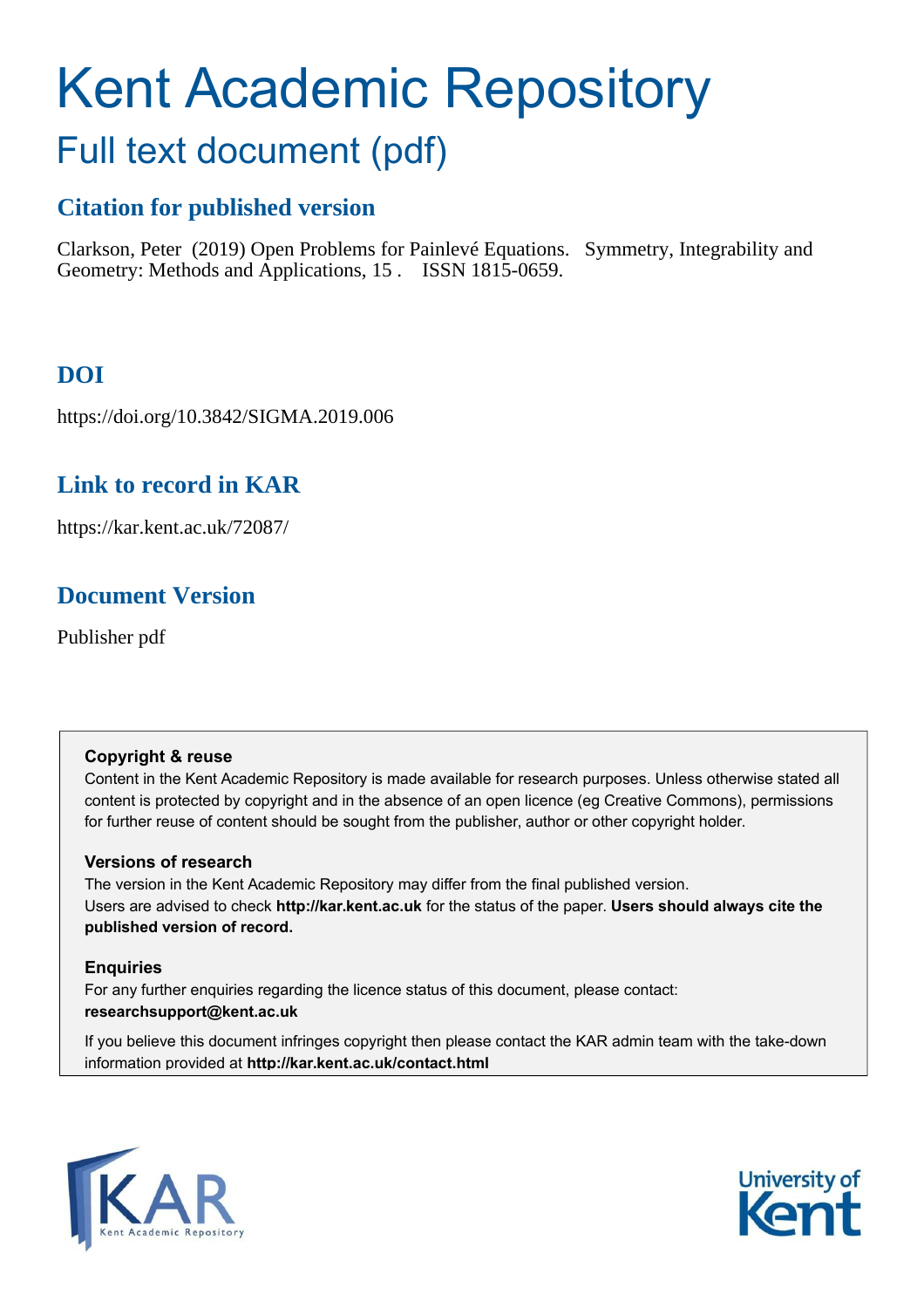# Kent Academic Repository

## Full text document (pdf)

### Citation for published version

Clarkson, Peter (2019) Open Problems for Painlevé Equations. Symmetry, Integrability and Geometry: Methods and Applications, 15 . ISSN 1815-0659.

### DOI

https://doi.org/10.3842/SIGMA.2019.006

### Link to record in KAR

https://kar.kent.ac.uk/72087/

### Document Version

Publisher pdf

**Copyright & reuse**

Content in the Kent Academic Repository is made available for research purposes. Unless otherwise stated all content is protected by copyright and in the absence of an open licence (eg Creative Commons), permissions for further reuse of content should be sought from the publisher, author or other copyright holder.

**Versions of research**

The version in the Kent Academic Repository may differ from the final published version. Users are advised to check **http://kar.kent.ac.uk** for the status of the paper. **Users should always cite the published version of record.**

**Enquiries**

For any further enquiries regarding the licence status of this document, please contact: **researchsupport@kent.ac.uk**

If you believe this document infringes copyright then please contact the KAR admin team with the take-down information provided at **http://kar.kent.ac.uk/contact.html**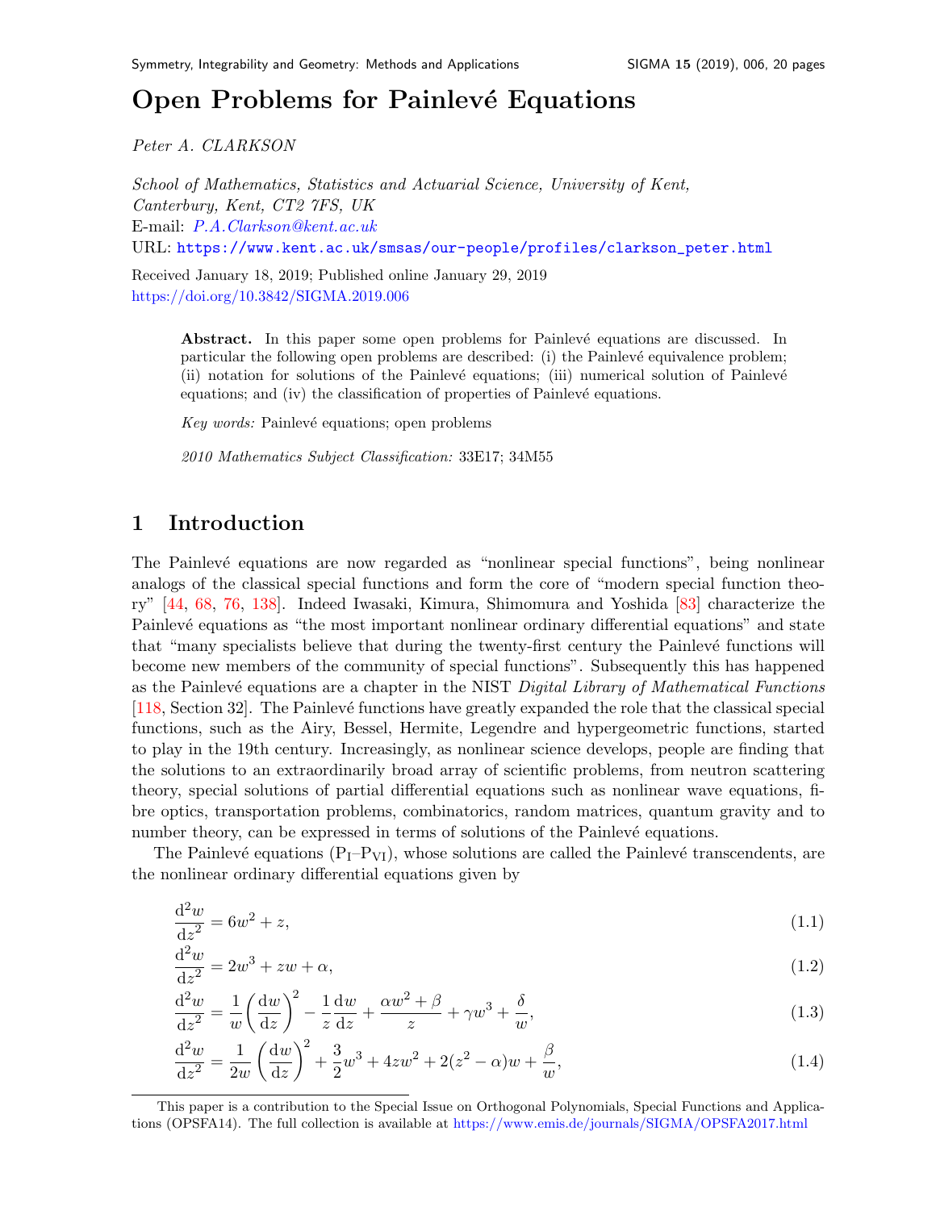# Open Problems for Painlevé Equations

*Peter A. CLARKSON*

*School of Mathematics, Statistics and Actuarial Science, University of Kent, Canterbury, Kent, CT2 7FS, UK*
E-mail: *P.A.Clarkson@kent.ac.uk*
URL: https://www.kent.ac.uk/smsas/our-people/profiles/clarkson_peter.html

Received January 18, 2019; Published online January 29, 2019
https://doi.org/10.3842/SIGMA.2019.006

**Abstract.** In this paper some open problems for Painlevé equations are discussed. In particular the following open problems are described: (i) the Painlevé equivalence problem; (ii) notation for solutions of the Painlevé equations; (iii) numerical solution of Painlevé equations; and (iv) the classification of properties of Painlevé equations.

*Key words:* Painlevé equations; open problems

*2010 Mathematics Subject Classification:* 33E17; 34M55

## 1 Introduction

The Painlevé equations are now regarded as "nonlinear special functions", being nonlinear analogs of the classical special functions and form the core of "modern special function theory" [44, 68, 76, 138]. Indeed Iwasaki, Kimura, Shimomura and Yoshida [83] characterize the Painlevé equations as "the most important nonlinear ordinary differential equations" and state that "many specialists believe that during the twenty-first century the Painlevé functions will become new members of the community of special functions". Subsequently this has happened as the Painlevé equations are a chapter in the NIST *Digital Library of Mathematical Functions* [118, Section 32]. The Painlevé functions have greatly expanded the role that the classical special functions, such as the Airy, Bessel, Hermite, Legendre and hypergeometric functions, started to play in the 19th century. Increasingly, as nonlinear science develops, people are finding that the solutions to an extraordinarily broad array of scientific problems, from neutron scattering theory, special solutions of partial differential equations such as nonlinear wave equations, fibre optics, transportation problems, combinatorics, random matrices, quantum gravity and to number theory, can be expressed in terms of solutions of the Painlevé equations.

The Painlevé equations ($P_I$–$P_{VI}$), whose solutions are called the Painlevé transcendents, are the nonlinear ordinary differential equations given by

$$\frac{d^2w}{dz^2} = 6w^2 + z, \tag{1.1}$$

$$\frac{d^2w}{dz^2} = 2w^3 + zw + \alpha, \tag{1.2}$$

$$\frac{d^2w}{dz^2} = \frac{1}{w}\left(\frac{dw}{dz}\right)^2 - \frac{1}{z}\frac{dw}{dz} + \frac{\alpha w^2 + \beta}{z} + \gamma w^3 + \frac{\delta}{w}, \tag{1.3}$$

$$\frac{d^2w}{dz^2} = \frac{1}{2w}\left(\frac{dw}{dz}\right)^2 + \frac{3}{2}w^3 + 4zw^2 + 2(z^2 - \alpha)w + \frac{\beta}{w}, \tag{1.4}$$

This paper is a contribution to the Special Issue on Orthogonal Polynomials, Special Functions and Applications (OPSFA14). The full collection is available at https://www.emis.de/journals/SIGMA/OPSFA2017.html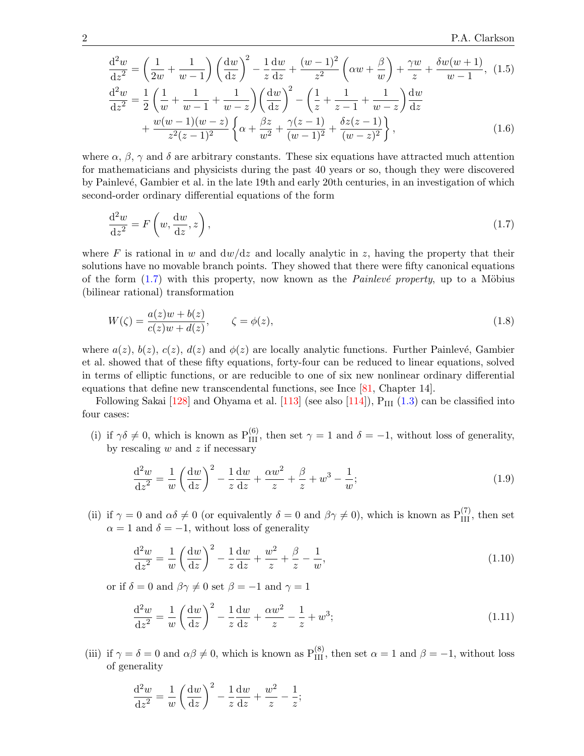$$\frac{\mathrm{d}^2w}{\mathrm{d}z^2} = \left(\frac{1}{2w} + \frac{1}{w-1}\right)\left(\frac{\mathrm{d}w}{\mathrm{d}z}\right)^2 - \frac{1}{z}\frac{\mathrm{d}w}{\mathrm{d}z} + \frac{(w-1)^2}{z^2}\left(\alpha w + \frac{\beta}{w}\right) + \frac{\gamma w}{z} + \frac{\delta w(w+1)}{w-1}, \quad (1.5)$$

$$\begin{aligned}\frac{\mathrm{d}^2w}{\mathrm{d}z^2} &= \frac{1}{2}\left(\frac{1}{w} + \frac{1}{w-1} + \frac{1}{w-z}\right)\left(\frac{\mathrm{d}w}{\mathrm{d}z}\right)^2 - \left(\frac{1}{z} + \frac{1}{z-1} + \frac{1}{w-z}\right)\frac{\mathrm{d}w}{\mathrm{d}z} \\ &\quad + \frac{w(w-1)(w-z)}{z^2(z-1)^2}\left\{\alpha + \frac{\beta z}{w^2} + \frac{\gamma(z-1)}{(w-1)^2} + \frac{\delta z(z-1)}{(w-z)^2}\right\},\end{aligned} \quad (1.6)$$

where $\alpha$, $\beta$, $\gamma$ and $\delta$ are arbitrary constants. These six equations have attracted much attention for mathematicians and physicists during the past 40 years or so, though they were discovered by Painlevé, Gambier et al. in the late 19th and early 20th centuries, in an investigation of which second-order ordinary differential equations of the form

$$\frac{\mathrm{d}^2w}{\mathrm{d}z^2} = F\left(w, \frac{\mathrm{d}w}{\mathrm{d}z}, z\right), \quad (1.7)$$

where $F$ is rational in $w$ and $\mathrm{d}w/\mathrm{d}z$ and locally analytic in $z$, having the property that their solutions have no movable branch points. They showed that there were fifty canonical equations of the form (1.7) with this property, now known as the *Painlevé property*, up to a Möbius (bilinear rational) transformation

$$W(\zeta) = \frac{a(z)w + b(z)}{c(z)w + d(z)}, \qquad \zeta = \phi(z), \quad (1.8)$$

where $a(z)$, $b(z)$, $c(z)$, $d(z)$ and $\phi(z)$ are locally analytic functions. Further Painlevé, Gambier et al. showed that of these fifty equations, forty-four can be reduced to linear equations, solved in terms of elliptic functions, or are reducible to one of six new nonlinear ordinary differential equations that define new transcendental functions, see Ince [81, Chapter 14].

Following Sakai [128] and Ohyama et al. [113] (see also [114]), $\mathrm{P_{III}}$ (1.3) can be classified into four cases:

(i) if $\gamma\delta \neq 0$, which is known as $\mathrm{P_{III}^{(6)}}$, then set $\gamma = 1$ and $\delta = -1$, without loss of generality, by rescaling $w$ and $z$ if necessary

$$\frac{\mathrm{d}^2w}{\mathrm{d}z^2} = \frac{1}{w}\left(\frac{\mathrm{d}w}{\mathrm{d}z}\right)^2 - \frac{1}{z}\frac{\mathrm{d}w}{\mathrm{d}z} + \frac{\alpha w^2}{z} + \frac{\beta}{z} + w^3 - \frac{1}{w}; \quad (1.9)$$

(ii) if $\gamma = 0$ and $\alpha\delta \neq 0$ (or equivalently $\delta = 0$ and $\beta\gamma \neq 0$), which is known as $\mathrm{P_{III}^{(7)}}$, then set $\alpha = 1$ and $\delta = -1$, without loss of generality

$$\frac{\mathrm{d}^2w}{\mathrm{d}z^2} = \frac{1}{w}\left(\frac{\mathrm{d}w}{\mathrm{d}z}\right)^2 - \frac{1}{z}\frac{\mathrm{d}w}{\mathrm{d}z} + \frac{w^2}{z} + \frac{\beta}{z} - \frac{1}{w}, \quad (1.10)$$

or if $\delta = 0$ and $\beta\gamma \neq 0$ set $\beta = -1$ and $\gamma = 1$

$$\frac{\mathrm{d}^2w}{\mathrm{d}z^2} = \frac{1}{w}\left(\frac{\mathrm{d}w}{\mathrm{d}z}\right)^2 - \frac{1}{z}\frac{\mathrm{d}w}{\mathrm{d}z} + \frac{\alpha w^2}{z} - \frac{1}{z} + w^3; \quad (1.11)$$

(iii) if $\gamma = \delta = 0$ and $\alpha\beta \neq 0$, which is known as $\mathrm{P_{III}^{(8)}}$, then set $\alpha = 1$ and $\beta = -1$, without loss of generality

$$\frac{\mathrm{d}^2w}{\mathrm{d}z^2} = \frac{1}{w}\left(\frac{\mathrm{d}w}{\mathrm{d}z}\right)^2 - \frac{1}{z}\frac{\mathrm{d}w}{\mathrm{d}z} + \frac{w^2}{z} - \frac{1}{z};$$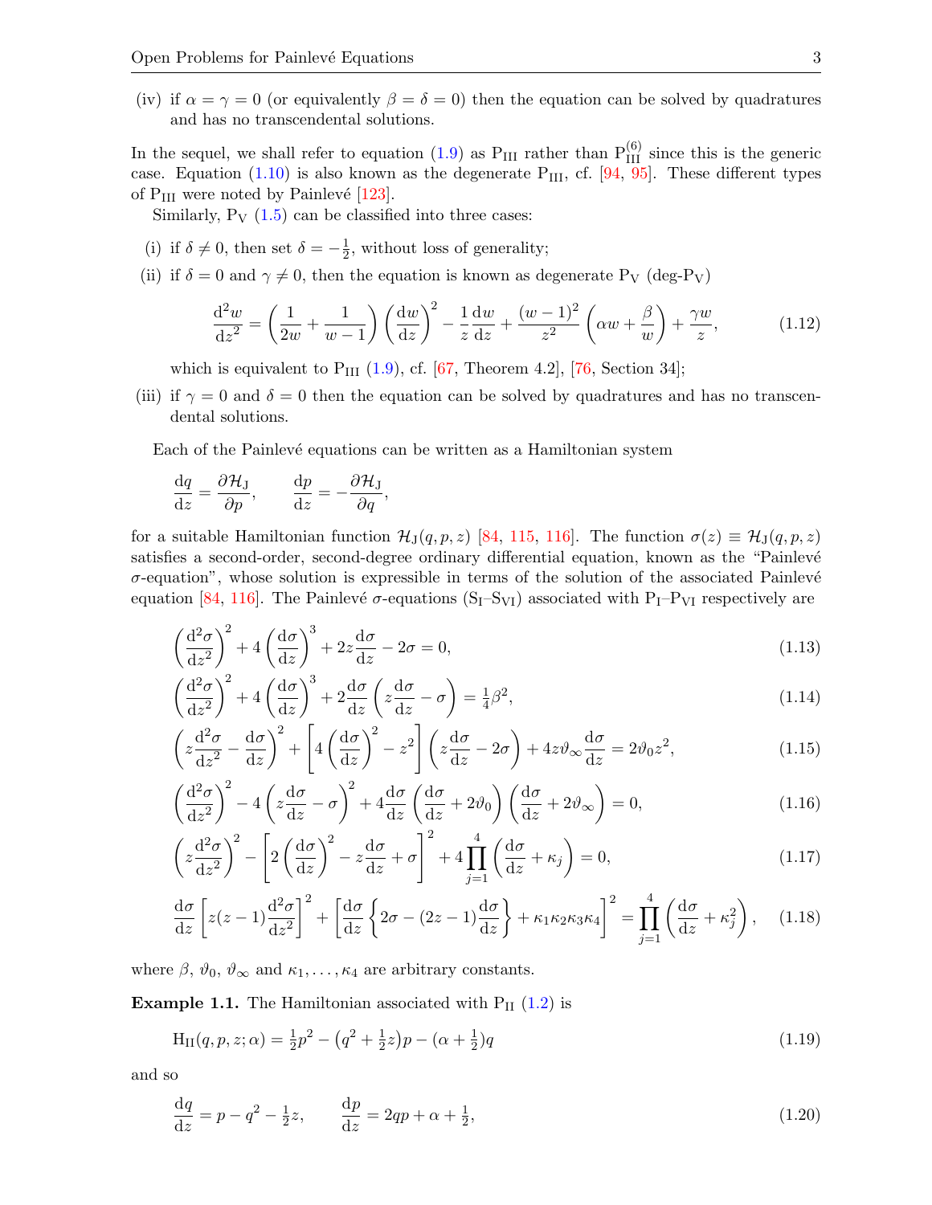(iv) if $\alpha = \gamma = 0$ (or equivalently $\beta = \delta = 0$) then the equation can be solved by quadratures and has no transcendental solutions.

In the sequel, we shall refer to equation (1.9) as $\mathrm{P_{III}}$ rather than $\mathrm{P_{III}^{(6)}}$ since this is the generic case. Equation (1.10) is also known as the degenerate $\mathrm{P_{III}}$, cf. [94, 95]. These different types of $\mathrm{P_{III}}$ were noted by Painlevé [123].

Similarly, $\mathrm{P_V}$ (1.5) can be classified into three cases:

(i) if $\delta \neq 0$, then set $\delta = -\frac{1}{2}$, without loss of generality;

(ii) if $\delta = 0$ and $\gamma \neq 0$, then the equation is known as degenerate $\mathrm{P_V}$ (deg-$\mathrm{P_V}$)

$$\frac{\mathrm{d}^2 w}{\mathrm{d}z^2} = \left(\frac{1}{2w} + \frac{1}{w-1}\right)\left(\frac{\mathrm{d}w}{\mathrm{d}z}\right)^2 - \frac{1}{z}\frac{\mathrm{d}w}{\mathrm{d}z} + \frac{(w-1)^2}{z^2}\left(\alpha w + \frac{\beta}{w}\right) + \frac{\gamma w}{z}, \tag{1.12}$$

which is equivalent to $\mathrm{P_{III}}$ (1.9), cf. [67, Theorem 4.2], [76, Section 34];

(iii) if $\gamma = 0$ and $\delta = 0$ then the equation can be solved by quadratures and has no transcendental solutions.

Each of the Painlevé equations can be written as a Hamiltonian system

$$\frac{\mathrm{d}q}{\mathrm{d}z} = \frac{\partial \mathcal{H}_\mathrm{J}}{\partial p}, \qquad \frac{\mathrm{d}p}{\mathrm{d}z} = -\frac{\partial \mathcal{H}_\mathrm{J}}{\partial q},$$

for a suitable Hamiltonian function $\mathcal{H}_\mathrm{J}(q,p,z)$ [84, 115, 116]. The function $\sigma(z) \equiv \mathcal{H}_\mathrm{J}(q,p,z)$ satisfies a second-order, second-degree ordinary differential equation, known as the "Painlevé $\sigma$-equation", whose solution is expressible in terms of the solution of the associated Painlevé equation [84, 116]. The Painlevé $\sigma$-equations ($\mathrm{S_I}$–$\mathrm{S_{VI}}$) associated with $\mathrm{P_I}$–$\mathrm{P_{VI}}$ respectively are

$$\left(\frac{\mathrm{d}^2\sigma}{\mathrm{d}z^2}\right)^2 + 4\left(\frac{\mathrm{d}\sigma}{\mathrm{d}z}\right)^3 + 2z\frac{\mathrm{d}\sigma}{\mathrm{d}z} - 2\sigma = 0, \tag{1.13}$$

$$\left(\frac{\mathrm{d}^2\sigma}{\mathrm{d}z^2}\right)^2 + 4\left(\frac{\mathrm{d}\sigma}{\mathrm{d}z}\right)^3 + 2\frac{\mathrm{d}\sigma}{\mathrm{d}z}\left(z\frac{\mathrm{d}\sigma}{\mathrm{d}z} - \sigma\right) = \tfrac{1}{4}\beta^2, \tag{1.14}$$

$$\left(z\frac{\mathrm{d}^2\sigma}{\mathrm{d}z^2} - \frac{\mathrm{d}\sigma}{\mathrm{d}z}\right)^2 + \left[4\left(\frac{\mathrm{d}\sigma}{\mathrm{d}z}\right)^2 - z^2\right]\left(z\frac{\mathrm{d}\sigma}{\mathrm{d}z} - 2\sigma\right) + 4z\vartheta_\infty\frac{\mathrm{d}\sigma}{\mathrm{d}z} = 2\vartheta_0 z^2, \tag{1.15}$$

$$\left(\frac{\mathrm{d}^2\sigma}{\mathrm{d}z^2}\right)^2 - 4\left(z\frac{\mathrm{d}\sigma}{\mathrm{d}z} - \sigma\right)^2 + 4\frac{\mathrm{d}\sigma}{\mathrm{d}z}\left(\frac{\mathrm{d}\sigma}{\mathrm{d}z} + 2\vartheta_0\right)\left(\frac{\mathrm{d}\sigma}{\mathrm{d}z} + 2\vartheta_\infty\right) = 0, \tag{1.16}$$

$$\left(z\frac{\mathrm{d}^2\sigma}{\mathrm{d}z^2}\right)^2 - \left[2\left(\frac{\mathrm{d}\sigma}{\mathrm{d}z}\right)^2 - z\frac{\mathrm{d}\sigma}{\mathrm{d}z} + \sigma\right]^2 + 4\prod_{j=1}^{4}\left(\frac{\mathrm{d}\sigma}{\mathrm{d}z} + \kappa_j\right) = 0, \tag{1.17}$$

$$\frac{\mathrm{d}\sigma}{\mathrm{d}z}\left[z(z-1)\frac{\mathrm{d}^2\sigma}{\mathrm{d}z^2}\right]^2 + \left[\frac{\mathrm{d}\sigma}{\mathrm{d}z}\left\{2\sigma - (2z-1)\frac{\mathrm{d}\sigma}{\mathrm{d}z}\right\} + \kappa_1\kappa_2\kappa_3\kappa_4\right]^2 = \prod_{j=1}^{4}\left(\frac{\mathrm{d}\sigma}{\mathrm{d}z} + \kappa_j^2\right), \tag{1.18}$$

where $\beta$, $\vartheta_0$, $\vartheta_\infty$ and $\kappa_1, \ldots, \kappa_4$ are arbitrary constants.

**Example 1.1.** The Hamiltonian associated with $\mathrm{P_{II}}$ (1.2) is

$$\mathrm{H_{II}}(q,p,z;\alpha) = \tfrac{1}{2}p^2 - \left(q^2 + \tfrac{1}{2}z\right)p - \left(\alpha + \tfrac{1}{2}\right)q \tag{1.19}$$

and so

$$\frac{\mathrm{d}q}{\mathrm{d}z} = p - q^2 - \tfrac{1}{2}z, \qquad \frac{\mathrm{d}p}{\mathrm{d}z} = 2qp + \alpha + \tfrac{1}{2}, \tag{1.20}$$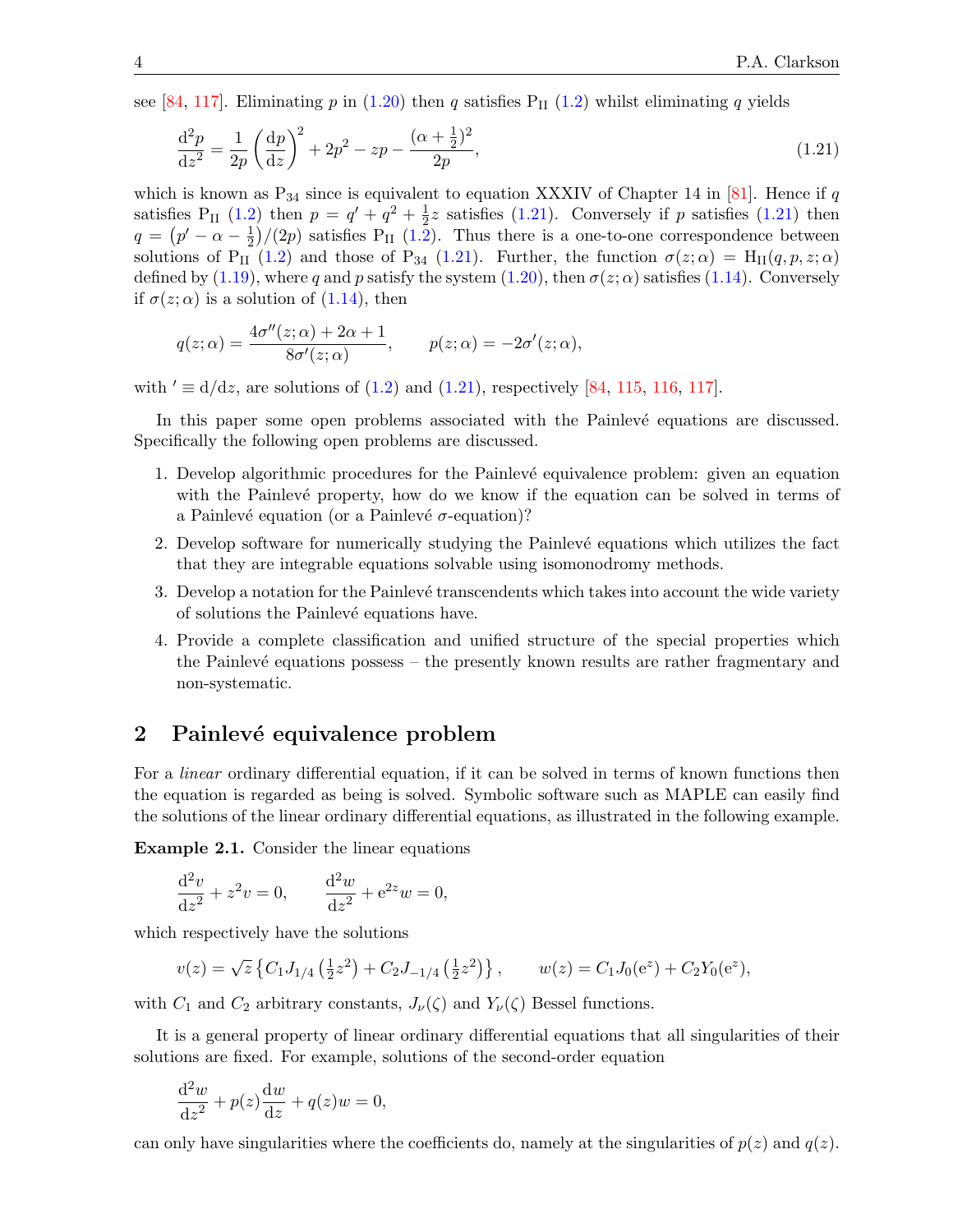see [84, 117]. Eliminating $p$ in (1.20) then $q$ satisfies $\mathrm{P_{II}}$ (1.2) whilst eliminating $q$ yields

$$\frac{\mathrm{d}^2p}{\mathrm{d}z^2} = \frac{1}{2p}\left(\frac{\mathrm{d}p}{\mathrm{d}z}\right)^2 + 2p^2 - zp - \frac{(\alpha+\frac{1}{2})^2}{2p}, \tag{1.21}$$

which is known as $\mathrm{P}_{34}$ since is equivalent to equation XXXIV of Chapter 14 in [81]. Hence if $q$ satisfies $\mathrm{P_{II}}$ (1.2) then $p = q' + q^2 + \frac{1}{2}z$ satisfies (1.21). Conversely if $p$ satisfies (1.21) then $q = \left(p' - \alpha - \frac{1}{2}\right)/(2p)$ satisfies $\mathrm{P_{II}}$ (1.2). Thus there is a one-to-one correspondence between solutions of $\mathrm{P_{II}}$ (1.2) and those of $\mathrm{P}_{34}$ (1.21). Further, the function $\sigma(z;\alpha) = \mathrm{H_{II}}(q,p,z;\alpha)$ defined by (1.19), where $q$ and $p$ satisfy the system (1.20), then $\sigma(z;\alpha)$ satisfies (1.14). Conversely if $\sigma(z;\alpha)$ is a solution of (1.14), then

$$q(z;\alpha) = \frac{4\sigma''(z;\alpha) + 2\alpha + 1}{8\sigma'(z;\alpha)}, \qquad p(z;\alpha) = -2\sigma'(z;\alpha),$$

with $' \equiv \mathrm{d}/\mathrm{d}z$, are solutions of (1.2) and (1.21), respectively [84, 115, 116, 117].

In this paper some open problems associated with the Painlevé equations are discussed. Specifically the following open problems are discussed.

1. Develop algorithmic procedures for the Painlevé equivalence problem: given an equation with the Painlevé property, how do we know if the equation can be solved in terms of a Painlevé equation (or a Painlevé $\sigma$-equation)?
2. Develop software for numerically studying the Painlevé equations which utilizes the fact that they are integrable equations solvable using isomonodromy methods.
3. Develop a notation for the Painlevé transcendents which takes into account the wide variety of solutions the Painlevé equations have.
4. Provide a complete classification and unified structure of the special properties which the Painlevé equations possess – the presently known results are rather fragmentary and non-systematic.

## 2 Painlevé equivalence problem

For a *linear* ordinary differential equation, if it can be solved in terms of known functions then the equation is regarded as being is solved. Symbolic software such as MAPLE can easily find the solutions of the linear ordinary differential equations, as illustrated in the following example.

**Example 2.1.** Consider the linear equations

$$\frac{\mathrm{d}^2v}{\mathrm{d}z^2} + z^2v = 0, \qquad \frac{\mathrm{d}^2w}{\mathrm{d}z^2} + \mathrm{e}^{2z}w = 0,$$

which respectively have the solutions

$$v(z) = \sqrt{z}\left\{C_1 J_{1/4}\left(\tfrac{1}{2}z^2\right) + C_2 J_{-1/4}\left(\tfrac{1}{2}z^2\right)\right\}, \qquad w(z) = C_1 J_0(\mathrm{e}^z) + C_2 Y_0(\mathrm{e}^z),$$

with $C_1$ and $C_2$ arbitrary constants, $J_\nu(\zeta)$ and $Y_\nu(\zeta)$ Bessel functions.

It is a general property of linear ordinary differential equations that all singularities of their solutions are fixed. For example, solutions of the second-order equation

$$\frac{\mathrm{d}^2w}{\mathrm{d}z^2} + p(z)\frac{\mathrm{d}w}{\mathrm{d}z} + q(z)w = 0,$$

can only have singularities where the coefficients do, namely at the singularities of $p(z)$ and $q(z)$.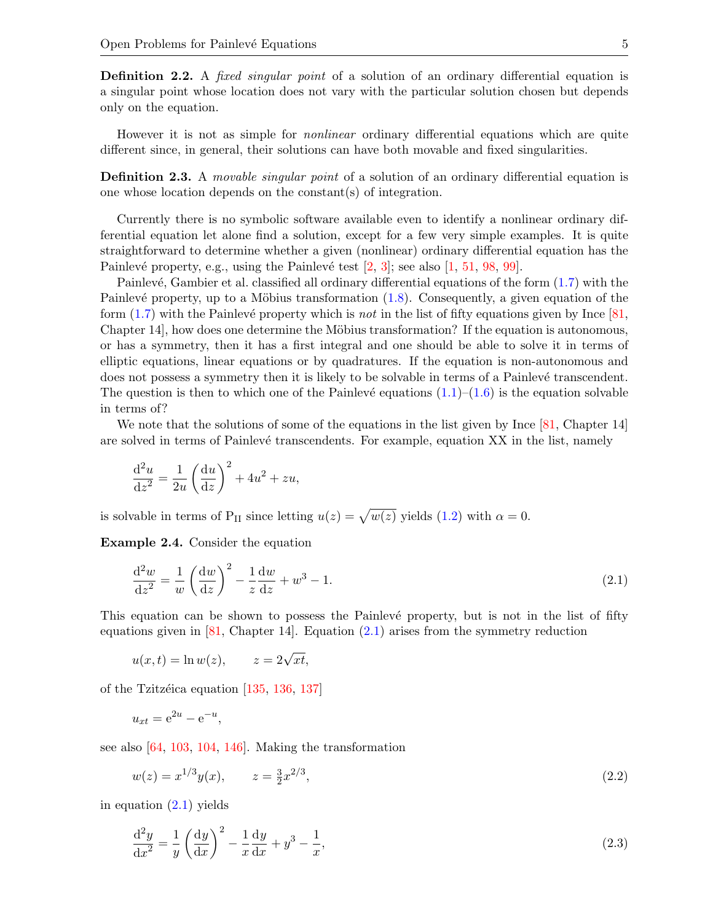**Definition 2.2.** A *fixed singular point* of a solution of an ordinary differential equation is a singular point whose location does not vary with the particular solution chosen but depends only on the equation.

However it is not as simple for *nonlinear* ordinary differential equations which are quite different since, in general, their solutions can have both movable and fixed singularities.

**Definition 2.3.** A *movable singular point* of a solution of an ordinary differential equation is one whose location depends on the constant(s) of integration.

Currently there is no symbolic software available even to identify a nonlinear ordinary differential equation let alone find a solution, except for a few very simple examples. It is quite straightforward to determine whether a given (nonlinear) ordinary differential equation has the Painlevé property, e.g., using the Painlevé test [2, 3]; see also [1, 51, 98, 99].

Painlevé, Gambier et al. classified all ordinary differential equations of the form (1.7) with the Painlevé property, up to a Möbius transformation (1.8). Consequently, a given equation of the form (1.7) with the Painlevé property which is *not* in the list of fifty equations given by Ince [81, Chapter 14], how does one determine the Möbius transformation? If the equation is autonomous, or has a symmetry, then it has a first integral and one should be able to solve it in terms of elliptic equations, linear equations or by quadratures. If the equation is non-autonomous and does not possess a symmetry then it is likely to be solvable in terms of a Painlevé transcendent. The question is then to which one of the Painlevé equations (1.1)–(1.6) is the equation solvable in terms of?

We note that the solutions of some of the equations in the list given by Ince [81, Chapter 14] are solved in terms of Painlevé transcendents. For example, equation XX in the list, namely

$$\frac{\mathrm{d}^2u}{\mathrm{d}z^2} = \frac{1}{2u}\left(\frac{\mathrm{d}u}{\mathrm{d}z}\right)^2 + 4u^2 + zu,$$

is solvable in terms of $\mathrm{P_{II}}$ since letting $u(z) = \sqrt{w(z)}$ yields (1.2) with $\alpha = 0$.

**Example 2.4.** Consider the equation

$$\frac{\mathrm{d}^2w}{\mathrm{d}z^2} = \frac{1}{w}\left(\frac{\mathrm{d}w}{\mathrm{d}z}\right)^2 - \frac{1}{z}\frac{\mathrm{d}w}{\mathrm{d}z} + w^3 - 1. \tag{2.1}$$

This equation can be shown to possess the Painlevé property, but is not in the list of fifty equations given in [81, Chapter 14]. Equation (2.1) arises from the symmetry reduction

$$u(x,t) = \ln w(z), \qquad z = 2\sqrt{xt},$$

of the Tzitzéica equation [135, 136, 137]

$$u_{xt} = \mathrm{e}^{2u} - \mathrm{e}^{-u},$$

see also [64, 103, 104, 146]. Making the transformation

$$w(z) = x^{1/3}y(x), \qquad z = \tfrac{3}{2}x^{2/3}, \tag{2.2}$$

in equation (2.1) yields

$$\frac{\mathrm{d}^2y}{\mathrm{d}x^2} = \frac{1}{y}\left(\frac{\mathrm{d}y}{\mathrm{d}x}\right)^2 - \frac{1}{x}\frac{\mathrm{d}y}{\mathrm{d}x} + y^3 - \frac{1}{x}, \tag{2.3}$$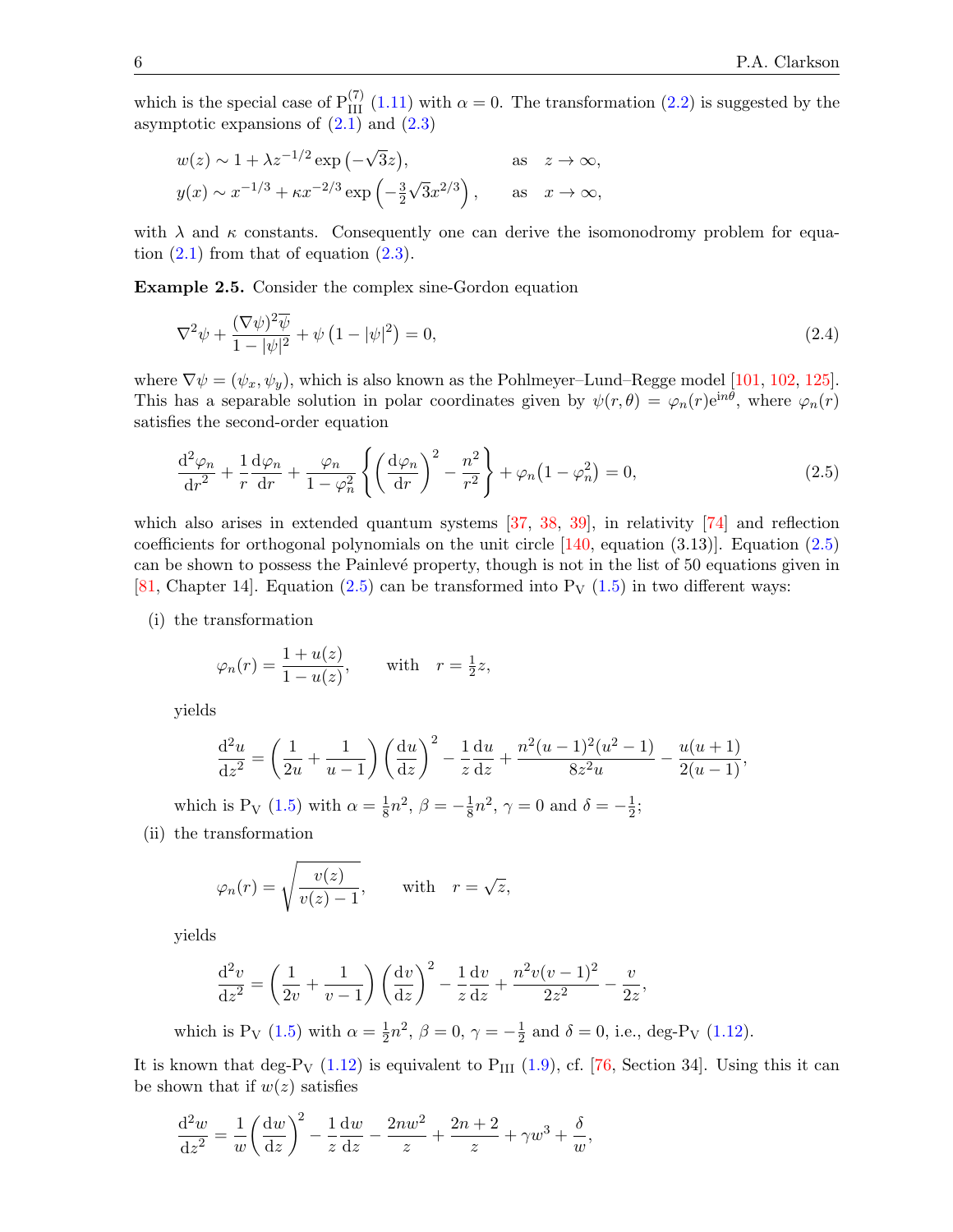which is the special case of $\mathrm{P}_{\mathrm{III}}^{(7)}$ (1.11) with $\alpha = 0$. The transformation (2.2) is suggested by the asymptotic expansions of (2.1) and (2.3)

$$w(z) \sim 1 + \lambda z^{-1/2} \exp\left(-\sqrt{3}z\right), \qquad \text{as} \quad z \to \infty,$$
$$y(x) \sim x^{-1/3} + \kappa x^{-2/3} \exp\left(-\tfrac{3}{2}\sqrt{3}x^{2/3}\right), \qquad \text{as} \quad x \to \infty,$$

with $\lambda$ and $\kappa$ constants. Consequently one can derive the isomonodromy problem for equation (2.1) from that of equation (2.3).

**Example 2.5.** Consider the complex sine-Gordon equation

$$\nabla^2\psi + \frac{(\nabla\psi)^2\overline{\psi}}{1-|\psi|^2} + \psi\left(1-|\psi|^2\right) = 0, \tag{2.4}$$

where $\nabla\psi = (\psi_x, \psi_y)$, which is also known as the Pohlmeyer–Lund–Regge model [101, 102, 125]. This has a separable solution in polar coordinates given by $\psi(r,\theta) = \varphi_n(r)\mathrm{e}^{\mathrm{i}n\theta}$, where $\varphi_n(r)$ satisfies the second-order equation

$$\frac{\mathrm{d}^2\varphi_n}{\mathrm{d}r^2} + \frac{1}{r}\frac{\mathrm{d}\varphi_n}{\mathrm{d}r} + \frac{\varphi_n}{1-\varphi_n^2}\left\{\left(\frac{\mathrm{d}\varphi_n}{\mathrm{d}r}\right)^2 - \frac{n^2}{r^2}\right\} + \varphi_n\left(1-\varphi_n^2\right) = 0, \tag{2.5}$$

which also arises in extended quantum systems [37, 38, 39], in relativity [74] and reflection coefficients for orthogonal polynomials on the unit circle [140, equation (3.13)]. Equation (2.5) can be shown to possess the Painlevé property, though is not in the list of 50 equations given in [81, Chapter 14]. Equation (2.5) can be transformed into $\mathrm{P}_{\mathrm{V}}$ (1.5) in two different ways:

(i) the transformation

$$\varphi_n(r) = \frac{1+u(z)}{1-u(z)}, \qquad \text{with} \quad r = \tfrac{1}{2}z,$$

yields

$$\frac{\mathrm{d}^2u}{\mathrm{d}z^2} = \left(\frac{1}{2u} + \frac{1}{u-1}\right)\left(\frac{\mathrm{d}u}{\mathrm{d}z}\right)^2 - \frac{1}{z}\frac{\mathrm{d}u}{\mathrm{d}z} + \frac{n^2(u-1)^2(u^2-1)}{8z^2u} - \frac{u(u+1)}{2(u-1)},$$

which is $\mathrm{P}_{\mathrm{V}}$ (1.5) with $\alpha = \frac{1}{8}n^2$, $\beta = -\frac{1}{8}n^2$, $\gamma = 0$ and $\delta = -\frac{1}{2}$;

(ii) the transformation

$$\varphi_n(r) = \sqrt{\frac{v(z)}{v(z)-1}}, \qquad \text{with} \quad r = \sqrt{z},$$

yields

$$\frac{\mathrm{d}^2v}{\mathrm{d}z^2} = \left(\frac{1}{2v} + \frac{1}{v-1}\right)\left(\frac{\mathrm{d}v}{\mathrm{d}z}\right)^2 - \frac{1}{z}\frac{\mathrm{d}v}{\mathrm{d}z} + \frac{n^2v(v-1)^2}{2z^2} - \frac{v}{2z},$$

which is $\mathrm{P}_{\mathrm{V}}$ (1.5) with $\alpha = \frac{1}{2}n^2$, $\beta = 0$, $\gamma = -\frac{1}{2}$ and $\delta = 0$, i.e., deg-$\mathrm{P}_{\mathrm{V}}$ (1.12).

It is known that deg-$\mathrm{P}_{\mathrm{V}}$ (1.12) is equivalent to $\mathrm{P}_{\mathrm{III}}$ (1.9), cf. [76, Section 34]. Using this it can be shown that if $w(z)$ satisfies

$$\frac{\mathrm{d}^2w}{\mathrm{d}z^2} = \frac{1}{w}\left(\frac{\mathrm{d}w}{\mathrm{d}z}\right)^2 - \frac{1}{z}\frac{\mathrm{d}w}{\mathrm{d}z} - \frac{2nw^2}{z} + \frac{2n+2}{z} + \gamma w^3 + \frac{\delta}{w},$$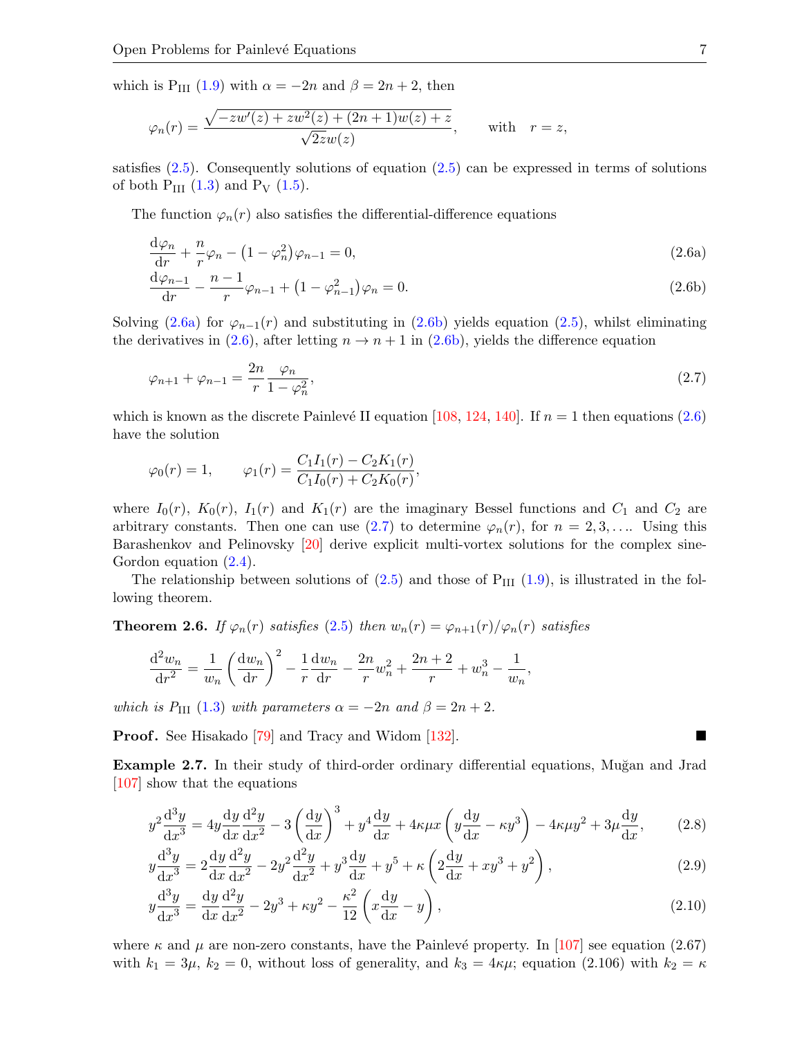which is $\mathrm{P_{III}}$ (1.9) with $\alpha = -2n$ and $\beta = 2n+2$, then

$$\varphi_n(r) = \frac{\sqrt{-zw'(z) + zw^2(z) + (2n+1)w(z) + z}}{\sqrt{2z}w(z)}, \qquad \text{with} \quad r = z,$$

satisfies (2.5). Consequently solutions of equation (2.5) can be expressed in terms of solutions of both $\mathrm{P_{III}}$ (1.3) and $\mathrm{P_V}$ (1.5).

The function $\varphi_n(r)$ also satisfies the differential-difference equations

$$\frac{\mathrm{d}\varphi_n}{\mathrm{d}r} + \frac{n}{r}\varphi_n - \left(1 - \varphi_n^2\right)\varphi_{n-1} = 0, \tag{2.6a}$$

$$\frac{\mathrm{d}\varphi_{n-1}}{\mathrm{d}r} - \frac{n-1}{r}\varphi_{n-1} + \left(1 - \varphi_{n-1}^2\right)\varphi_n = 0. \tag{2.6b}$$

Solving (2.6a) for $\varphi_{n-1}(r)$ and substituting in (2.6b) yields equation (2.5), whilst eliminating the derivatives in (2.6), after letting $n \to n+1$ in (2.6b), yields the difference equation

$$\varphi_{n+1} + \varphi_{n-1} = \frac{2n}{r}\frac{\varphi_n}{1 - \varphi_n^2}, \tag{2.7}$$

which is known as the discrete Painlevé II equation [108, 124, 140]. If $n = 1$ then equations (2.6) have the solution

$$\varphi_0(r) = 1, \qquad \varphi_1(r) = \frac{C_1 I_1(r) - C_2 K_1(r)}{C_1 I_0(r) + C_2 K_0(r)},$$

where $I_0(r)$, $K_0(r)$, $I_1(r)$ and $K_1(r)$ are the imaginary Bessel functions and $C_1$ and $C_2$ are arbitrary constants. Then one can use (2.7) to determine $\varphi_n(r)$, for $n = 2, 3, \ldots$. Using this Barashenkov and Pelinovsky [20] derive explicit multi-vortex solutions for the complex sine-Gordon equation (2.4).

The relationship between solutions of (2.5) and those of $\mathrm{P_{III}}$ (1.9), is illustrated in the following theorem.

**Theorem 2.6.** *If $\varphi_n(r)$ satisfies (2.5) then $w_n(r) = \varphi_{n+1}(r)/\varphi_n(r)$ satisfies*

$$\frac{\mathrm{d}^2 w_n}{\mathrm{d}r^2} = \frac{1}{w_n}\left(\frac{\mathrm{d}w_n}{\mathrm{d}r}\right)^2 - \frac{1}{r}\frac{\mathrm{d}w_n}{\mathrm{d}r} - \frac{2n}{r}w_n^2 + \frac{2n+2}{r} + w_n^3 - \frac{1}{w_n},$$

*which is $\mathrm{P_{III}}$ (1.3) with parameters $\alpha = -2n$ and $\beta = 2n+2$.*

**Proof.** See Hisakado [79] and Tracy and Widom [132]. ■

**Example 2.7.** In their study of third-order ordinary differential equations, Muğan and Jrad [107] show that the equations

$$y^2\frac{\mathrm{d}^3y}{\mathrm{d}x^3} = 4y\frac{\mathrm{d}y}{\mathrm{d}x}\frac{\mathrm{d}^2y}{\mathrm{d}x^2} - 3\left(\frac{\mathrm{d}y}{\mathrm{d}x}\right)^3 + y^4\frac{\mathrm{d}y}{\mathrm{d}x} + 4\kappa\mu x\left(y\frac{\mathrm{d}y}{\mathrm{d}x} - \kappa y^3\right) - 4\kappa\mu y^2 + 3\mu\frac{\mathrm{d}y}{\mathrm{d}x}, \tag{2.8}$$

$$y\frac{\mathrm{d}^3y}{\mathrm{d}x^3} = 2\frac{\mathrm{d}y}{\mathrm{d}x}\frac{\mathrm{d}^2y}{\mathrm{d}x^2} - 2y^2\frac{\mathrm{d}^2y}{\mathrm{d}x^2} + y^3\frac{\mathrm{d}y}{\mathrm{d}x} + y^5 + \kappa\left(2\frac{\mathrm{d}y}{\mathrm{d}x} + xy^3 + y^2\right), \tag{2.9}$$

$$y\frac{\mathrm{d}^3y}{\mathrm{d}x^3} = \frac{\mathrm{d}y}{\mathrm{d}x}\frac{\mathrm{d}^2y}{\mathrm{d}x^2} - 2y^3 + \kappa y^2 - \frac{\kappa^2}{12}\left(x\frac{\mathrm{d}y}{\mathrm{d}x} - y\right), \tag{2.10}$$

where $\kappa$ and $\mu$ are non-zero constants, have the Painlevé property. In [107] see equation (2.67) with $k_1 = 3\mu$, $k_2 = 0$, without loss of generality, and $k_3 = 4\kappa\mu$; equation (2.106) with $k_2 = \kappa$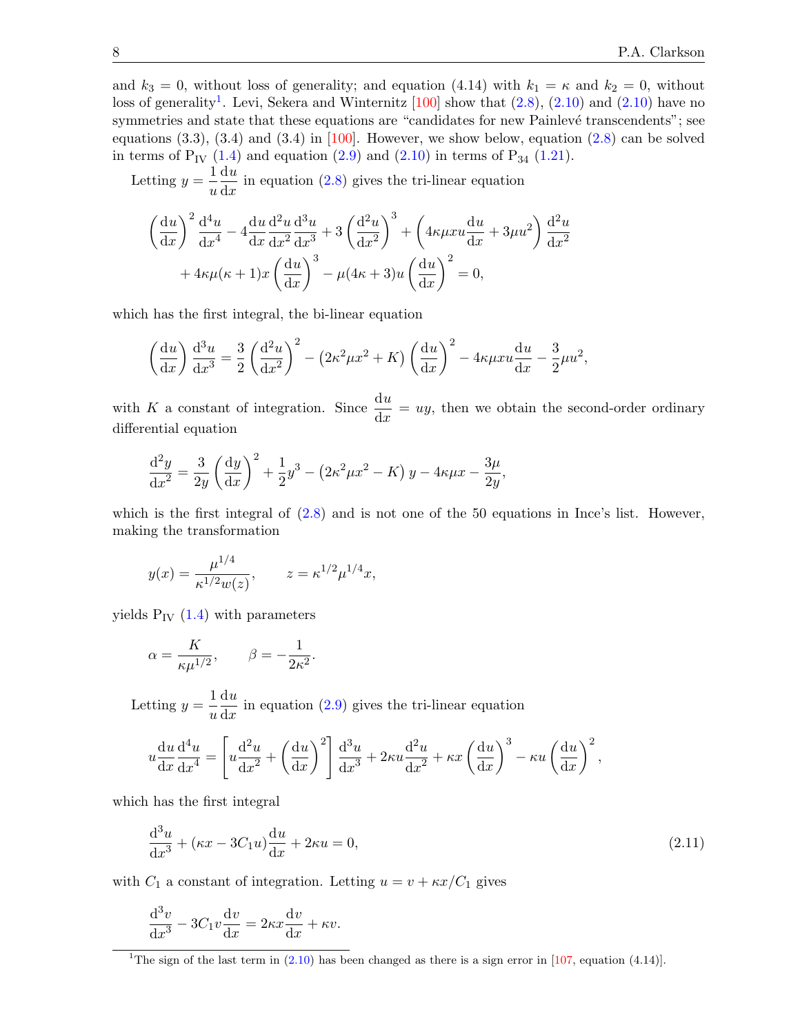and $k_3 = 0$, without loss of generality; and equation (4.14) with $k_1 = \kappa$ and $k_2 = 0$, without loss of generality[1]. Levi, Sekera and Winternitz [100] show that (2.8), (2.10) and (2.10) have no symmetries and state that these equations are "candidates for new Painlevé transcendents"; see equations (3.3), (3.4) and (3.4) in [100]. However, we show below, equation (2.8) can be solved in terms of $\mathrm{P_{IV}}$ (1.4) and equation (2.9) and (2.10) in terms of $\mathrm{P_{34}}$ (1.21).

Letting $y = \dfrac{1}{u}\dfrac{\mathrm{d}u}{\mathrm{d}x}$ in equation (2.8) gives the tri-linear equation

$$\left(\frac{\mathrm{d}u}{\mathrm{d}x}\right)^2 \frac{\mathrm{d}^4u}{\mathrm{d}x^4} - 4\frac{\mathrm{d}u}{\mathrm{d}x}\frac{\mathrm{d}^2u}{\mathrm{d}x^2}\frac{\mathrm{d}^3u}{\mathrm{d}x^3} + 3\left(\frac{\mathrm{d}^2u}{\mathrm{d}x^2}\right)^3 + \left(4\kappa\mu x u\frac{\mathrm{d}u}{\mathrm{d}x} + 3\mu u^2\right)\frac{\mathrm{d}^2u}{\mathrm{d}x^2}$$
$$+ 4\kappa\mu(\kappa+1)x\left(\frac{\mathrm{d}u}{\mathrm{d}x}\right)^3 - \mu(4\kappa+3)u\left(\frac{\mathrm{d}u}{\mathrm{d}x}\right)^2 = 0,$$

which has the first integral, the bi-linear equation

$$\left(\frac{\mathrm{d}u}{\mathrm{d}x}\right)\frac{\mathrm{d}^3u}{\mathrm{d}x^3} = \frac{3}{2}\left(\frac{\mathrm{d}^2u}{\mathrm{d}x^2}\right)^2 - \left(2\kappa^2\mu x^2 + K\right)\left(\frac{\mathrm{d}u}{\mathrm{d}x}\right)^2 - 4\kappa\mu x u\frac{\mathrm{d}u}{\mathrm{d}x} - \frac{3}{2}\mu u^2,$$

with $K$ a constant of integration. Since $\dfrac{\mathrm{d}u}{\mathrm{d}x} = uy$, then we obtain the second-order ordinary differential equation

$$\frac{\mathrm{d}^2y}{\mathrm{d}x^2} = \frac{3}{2y}\left(\frac{\mathrm{d}y}{\mathrm{d}x}\right)^2 + \frac{1}{2}y^3 - \left(2\kappa^2\mu x^2 - K\right)y - 4\kappa\mu x - \frac{3\mu}{2y},$$

which is the first integral of (2.8) and is not one of the 50 equations in Ince's list. However, making the transformation

$$y(x) = \frac{\mu^{1/4}}{\kappa^{1/2}w(z)}, \qquad z = \kappa^{1/2}\mu^{1/4}x,$$

yields $\mathrm{P_{IV}}$ (1.4) with parameters

$$\alpha = \frac{K}{\kappa\mu^{1/2}}, \qquad \beta = -\frac{1}{2\kappa^2}.$$

Letting $y = \dfrac{1}{u}\dfrac{\mathrm{d}u}{\mathrm{d}x}$ in equation (2.9) gives the tri-linear equation

$$u\frac{\mathrm{d}u}{\mathrm{d}x}\frac{\mathrm{d}^4u}{\mathrm{d}x^4} = \left[u\frac{\mathrm{d}^2u}{\mathrm{d}x^2} + \left(\frac{\mathrm{d}u}{\mathrm{d}x}\right)^2\right]\frac{\mathrm{d}^3u}{\mathrm{d}x^3} + 2\kappa u\frac{\mathrm{d}^2u}{\mathrm{d}x^2} + \kappa x\left(\frac{\mathrm{d}u}{\mathrm{d}x}\right)^3 - \kappa u\left(\frac{\mathrm{d}u}{\mathrm{d}x}\right)^2,$$

which has the first integral

$$\frac{\mathrm{d}^3u}{\mathrm{d}x^3} + (\kappa x - 3C_1u)\frac{\mathrm{d}u}{\mathrm{d}x} + 2\kappa u = 0, \tag{2.11}$$

with $C_1$ a constant of integration. Letting $u = v + \kappa x/C_1$ gives

$$\frac{\mathrm{d}^3v}{\mathrm{d}x^3} - 3C_1v\frac{\mathrm{d}v}{\mathrm{d}x} = 2\kappa x\frac{\mathrm{d}v}{\mathrm{d}x} + \kappa v.$$

[1] The sign of the last term in (2.10) has been changed as there is a sign error in [107, equation (4.14)].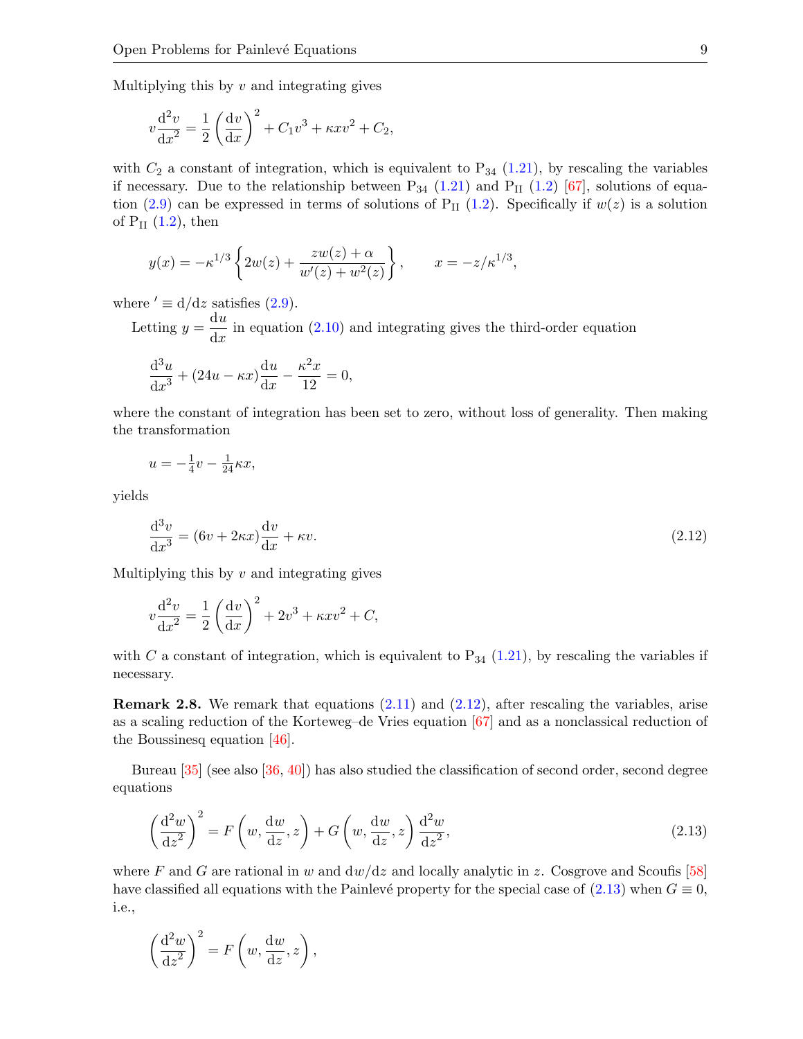Multiplying this by $v$ and integrating gives

$$v\frac{\mathrm{d}^2v}{\mathrm{d}x^2} = \frac{1}{2}\left(\frac{\mathrm{d}v}{\mathrm{d}x}\right)^2 + C_1v^3 + \kappa x v^2 + C_2,$$

with $C_2$ a constant of integration, which is equivalent to $\mathrm{P}_{34}$ (1.21), by rescaling the variables if necessary. Due to the relationship between $\mathrm{P}_{34}$ (1.21) and $\mathrm{P}_{\mathrm{II}}$ (1.2) [67], solutions of equation (2.9) can be expressed in terms of solutions of $\mathrm{P}_{\mathrm{II}}$ (1.2). Specifically if $w(z)$ is a solution of $\mathrm{P}_{\mathrm{II}}$ (1.2), then

$$y(x) = -\kappa^{1/3}\left\{2w(z) + \frac{zw(z)+\alpha}{w'(z)+w^2(z)}\right\}, \qquad x = -z/\kappa^{1/3},$$

where $' \equiv \mathrm{d}/\mathrm{d}z$ satisfies (2.9).

Letting $y = \dfrac{\mathrm{d}u}{\mathrm{d}x}$ in equation (2.10) and integrating gives the third-order equation

$$\frac{\mathrm{d}^3u}{\mathrm{d}x^3} + (24u - \kappa x)\frac{\mathrm{d}u}{\mathrm{d}x} - \frac{\kappa^2 x}{12} = 0,$$

where the constant of integration has been set to zero, without loss of generality. Then making the transformation

$$u = -\tfrac{1}{4}v - \tfrac{1}{24}\kappa x,$$

yields

$$\frac{\mathrm{d}^3v}{\mathrm{d}x^3} = (6v + 2\kappa x)\frac{\mathrm{d}v}{\mathrm{d}x} + \kappa v. \tag{2.12}$$

Multiplying this by $v$ and integrating gives

$$v\frac{\mathrm{d}^2v}{\mathrm{d}x^2} = \frac{1}{2}\left(\frac{\mathrm{d}v}{\mathrm{d}x}\right)^2 + 2v^3 + \kappa x v^2 + C,$$

with $C$ a constant of integration, which is equivalent to $\mathrm{P}_{34}$ (1.21), by rescaling the variables if necessary.

**Remark 2.8.** We remark that equations (2.11) and (2.12), after rescaling the variables, arise as a scaling reduction of the Korteweg–de Vries equation [67] and as a nonclassical reduction of the Boussinesq equation [46].

Bureau [35] (see also [36, 40]) has also studied the classification of second order, second degree equations

$$\left(\frac{\mathrm{d}^2w}{\mathrm{d}z^2}\right)^2 = F\left(w, \frac{\mathrm{d}w}{\mathrm{d}z}, z\right) + G\left(w, \frac{\mathrm{d}w}{\mathrm{d}z}, z\right)\frac{\mathrm{d}^2w}{\mathrm{d}z^2}, \tag{2.13}$$

where $F$ and $G$ are rational in $w$ and $\mathrm{d}w/\mathrm{d}z$ and locally analytic in $z$. Cosgrove and Scoufis [58] have classified all equations with the Painlevé property for the special case of (2.13) when $G \equiv 0$, i.e.,

$$\left(\frac{\mathrm{d}^2w}{\mathrm{d}z^2}\right)^2 = F\left(w, \frac{\mathrm{d}w}{\mathrm{d}z}, z\right),$$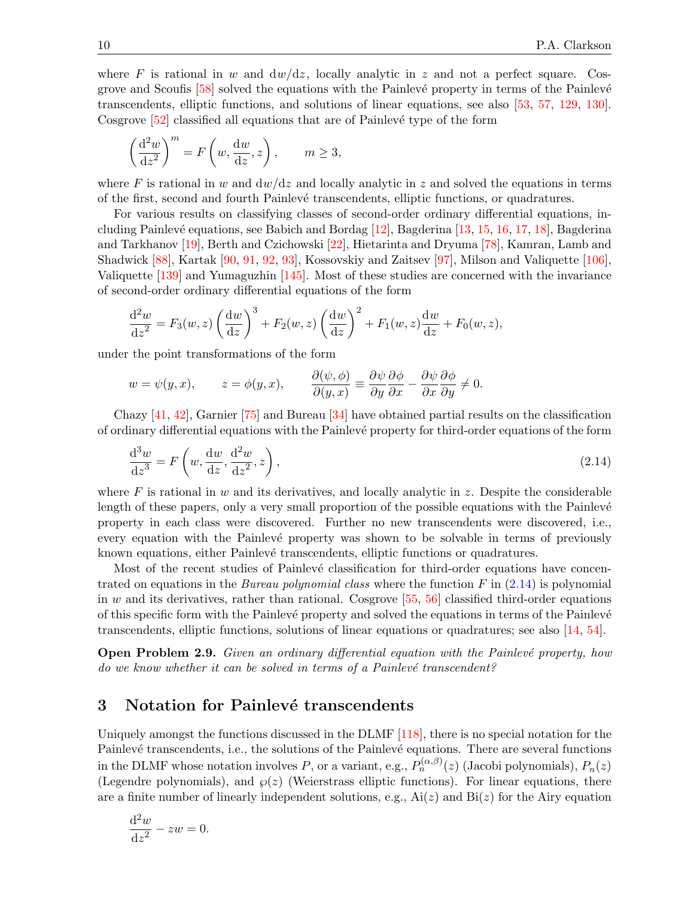where $F$ is rational in $w$ and $\mathrm{d}w/\mathrm{d}z$, locally analytic in $z$ and not a perfect square. Cosgrove and Scoufis [58] solved the equations with the Painlevé property in terms of the Painlevé transcendents, elliptic functions, and solutions of linear equations, see also [53, 57, 129, 130]. Cosgrove [52] classified all equations that are of Painlevé type of the form

$$\left(\frac{\mathrm{d}^2w}{\mathrm{d}z^2}\right)^m = F\left(w, \frac{\mathrm{d}w}{\mathrm{d}z}, z\right), \qquad m \geq 3,$$

where $F$ is rational in $w$ and $\mathrm{d}w/\mathrm{d}z$ and locally analytic in $z$ and solved the equations in terms of the first, second and fourth Painlevé transcendents, elliptic functions, or quadratures.

For various results on classifying classes of second-order ordinary differential equations, including Painlevé equations, see Babich and Bordag [12], Bagderina [13, 15, 16, 17, 18], Bagderina and Tarkhanov [19], Berth and Czichowski [22], Hietarinta and Dryuma [78], Kamran, Lamb and Shadwick [88], Kartak [90, 91, 92, 93], Kossovskiy and Zaitsev [97], Milson and Valiquette [106], Valiquette [139] and Yumaguzhin [145]. Most of these studies are concerned with the invariance of second-order ordinary differential equations of the form

$$\frac{\mathrm{d}^2w}{\mathrm{d}z^2} = F_3(w,z)\left(\frac{\mathrm{d}w}{\mathrm{d}z}\right)^3 + F_2(w,z)\left(\frac{\mathrm{d}w}{\mathrm{d}z}\right)^2 + F_1(w,z)\frac{\mathrm{d}w}{\mathrm{d}z} + F_0(w,z),$$

under the point transformations of the form

$$w = \psi(y,x), \qquad z = \phi(y,x), \qquad \frac{\partial(\psi,\phi)}{\partial(y,x)} \equiv \frac{\partial\psi}{\partial y}\frac{\partial\phi}{\partial x} - \frac{\partial\psi}{\partial x}\frac{\partial\phi}{\partial y} \neq 0.$$

Chazy [41, 42], Garnier [75] and Bureau [34] have obtained partial results on the classification of ordinary differential equations with the Painlevé property for third-order equations of the form

$$\frac{\mathrm{d}^3w}{\mathrm{d}z^3} = F\left(w, \frac{\mathrm{d}w}{\mathrm{d}z}, \frac{\mathrm{d}^2w}{\mathrm{d}z^2}, z\right), \tag{2.14}$$

where $F$ is rational in $w$ and its derivatives, and locally analytic in $z$. Despite the considerable length of these papers, only a very small proportion of the possible equations with the Painlevé property in each class were discovered. Further no new transcendents were discovered, i.e., every equation with the Painlevé property was shown to be solvable in terms of previously known equations, either Painlevé transcendents, elliptic functions or quadratures.

Most of the recent studies of Painlevé classification for third-order equations have concentrated on equations in the *Bureau polynomial class* where the function $F$ in (2.14) is polynomial in $w$ and its derivatives, rather than rational. Cosgrove [55, 56] classified third-order equations of this specific form with the Painlevé property and solved the equations in terms of the Painlevé transcendents, elliptic functions, solutions of linear equations or quadratures; see also [14, 54].

**Open Problem 2.9.** *Given an ordinary differential equation with the Painlevé property, how do we know whether it can be solved in terms of a Painlevé transcendent?*

## 3 Notation for Painlevé transcendents

Uniquely amongst the functions discussed in the DLMF [118], there is no special notation for the Painlevé transcendents, i.e., the solutions of the Painlevé equations. There are several functions in the DLMF whose notation involves $P$, or a variant, e.g., $P_n^{(\alpha,\beta)}(z)$ (Jacobi polynomials), $P_n(z)$ (Legendre polynomials), and $\wp(z)$ (Weierstrass elliptic functions). For linear equations, there are a finite number of linearly independent solutions, e.g., $\mathrm{Ai}(z)$ and $\mathrm{Bi}(z)$ for the Airy equation

$$\frac{\mathrm{d}^2w}{\mathrm{d}z^2} - zw = 0.$$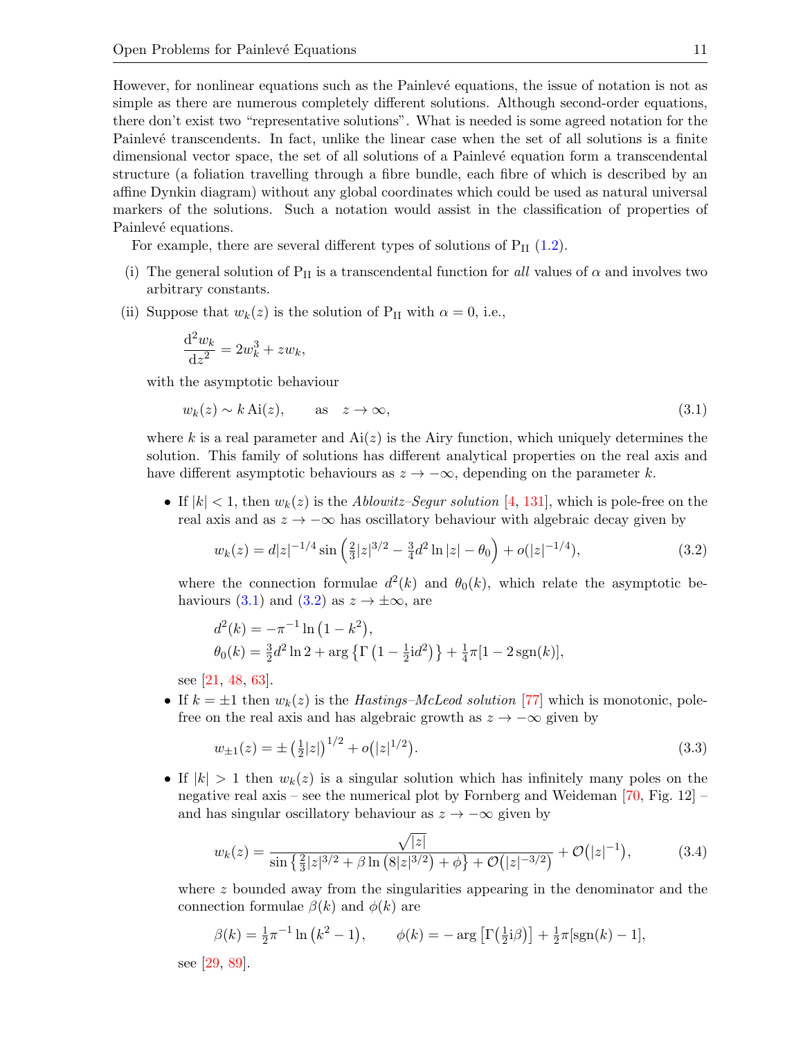However, for nonlinear equations such as the Painlevé equations, the issue of notation is not as simple as there are numerous completely different solutions. Although second-order equations, there don't exist two "representative solutions". What is needed is some agreed notation for the Painlevé transcendents. In fact, unlike the linear case when the set of all solutions is a finite dimensional vector space, the set of all solutions of a Painlevé equation form a transcendental structure (a foliation travelling through a fibre bundle, each fibre of which is described by an affine Dynkin diagram) without any global coordinates which could be used as natural universal markers of the solutions. Such a notation would assist in the classification of properties of Painlevé equations.

For example, there are several different types of solutions of $\mathrm{P_{II}}$ (1.2).

(i) The general solution of $\mathrm{P_{II}}$ is a transcendental function for *all* values of $\alpha$ and involves two arbitrary constants.

(ii) Suppose that $w_k(z)$ is the solution of $\mathrm{P_{II}}$ with $\alpha = 0$, i.e.,

$$\frac{\mathrm{d}^2 w_k}{\mathrm{d}z^2} = 2w_k^3 + z w_k,$$

with the asymptotic behaviour

$$w_k(z) \sim k\,\mathrm{Ai}(z), \qquad \text{as} \quad z \to \infty, \tag{3.1}$$

where $k$ is a real parameter and $\mathrm{Ai}(z)$ is the Airy function, which uniquely determines the solution. This family of solutions has different analytical properties on the real axis and have different asymptotic behaviours as $z \to -\infty$, depending on the parameter $k$.

- If $|k| < 1$, then $w_k(z)$ is the *Ablowitz–Segur solution* [4, 131], which is pole-free on the real axis and as $z \to -\infty$ has oscillatory behaviour with algebraic decay given by

$$w_k(z) = d|z|^{-1/4} \sin\left(\tfrac{2}{3}|z|^{3/2} - \tfrac{3}{4}d^2 \ln|z| - \theta_0\right) + o(|z|^{-1/4}), \tag{3.2}$$

  where the connection formulae $d^2(k)$ and $\theta_0(k)$, which relate the asymptotic behaviours (3.1) and (3.2) as $z \to \pm\infty$, are

$$\begin{aligned} d^2(k) &= -\pi^{-1} \ln\left(1 - k^2\right), \\ \theta_0(k) &= \tfrac{3}{2}d^2 \ln 2 + \arg\left\{\Gamma\left(1 - \tfrac{1}{2}\mathrm{i}d^2\right)\right\} + \tfrac{1}{4}\pi[1 - 2\,\mathrm{sgn}(k)], \end{aligned}$$

  see [21, 48, 63].

- If $k = \pm 1$ then $w_k(z)$ is the *Hastings–McLeod solution* [77] which is monotonic, pole-free on the real axis and has algebraic growth as $z \to -\infty$ given by

$$w_{\pm 1}(z) = \pm\left(\tfrac{1}{2}|z|\right)^{1/2} + o\big(|z|^{1/2}\big). \tag{3.3}$$

- If $|k| > 1$ then $w_k(z)$ is a singular solution which has infinitely many poles on the negative real axis – see the numerical plot by Fornberg and Weideman [70, Fig. 12] – and has singular oscillatory behaviour as $z \to -\infty$ given by

$$w_k(z) = \frac{\sqrt{|z|}}{\sin\left\{\tfrac{2}{3}|z|^{3/2} + \beta \ln\left(8|z|^{3/2}\right) + \phi\right\} + \mathcal{O}\big(|z|^{-3/2}\big)} + \mathcal{O}\big(|z|^{-1}\big), \tag{3.4}$$

  where $z$ bounded away from the singularities appearing in the denominator and the connection formulae $\beta(k)$ and $\phi(k)$ are

$$\beta(k) = \tfrac{1}{2}\pi^{-1} \ln\left(k^2 - 1\right), \qquad \phi(k) = -\arg\left[\Gamma\big(\tfrac{1}{2}\mathrm{i}\beta\big)\right] + \tfrac{1}{2}\pi[\mathrm{sgn}(k) - 1],$$

  see [29, 89].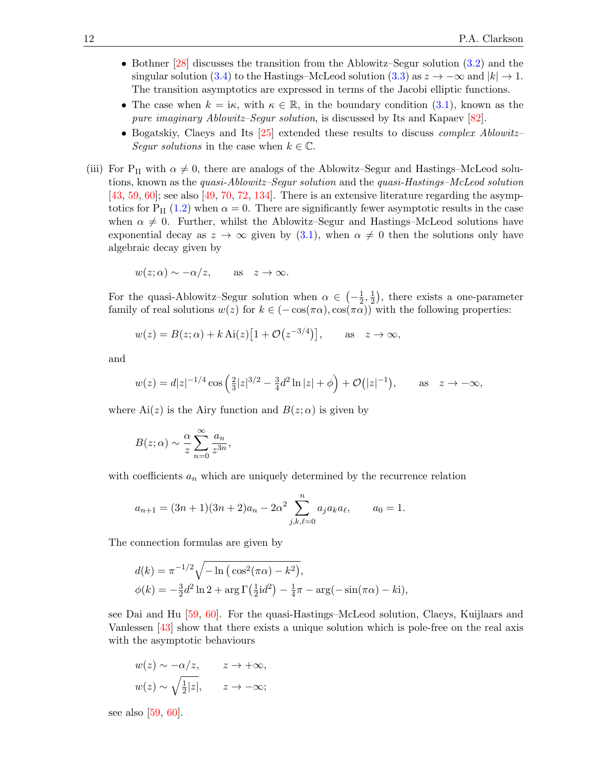- Bothner [28] discusses the transition from the Ablowitz–Segur solution (3.2) and the singular solution (3.4) to the Hastings–McLeod solution (3.3) as $z \to -\infty$ and $|k| \to 1$. The transition asymptotics are expressed in terms of the Jacobi elliptic functions.
- The case when $k = \mathrm{i}\kappa$, with $\kappa \in \mathbb{R}$, in the boundary condition (3.1), known as the *pure imaginary Ablowitz–Segur solution*, is discussed by Its and Kapaev [82].
- Bogatskiy, Claeys and Its [25] extended these results to discuss *complex Ablowitz–Segur solutions* in the case when $k \in \mathbb{C}$.

(iii) For $\mathrm{P_{II}}$ with $\alpha \neq 0$, there are analogs of the Ablowitz–Segur and Hastings–McLeod solutions, known as the *quasi-Ablowitz–Segur solution* and the *quasi-Hastings–McLeod solution* [43, 59, 60]; see also [49, 70, 72, 134]. There is an extensive literature regarding the asymptotics for $\mathrm{P_{II}}$ (1.2) when $\alpha = 0$. There are significantly fewer asymptotic results in the case when $\alpha \neq 0$. Further, whilst the Ablowitz–Segur and Hastings–McLeod solutions have exponential decay as $z \to \infty$ given by (3.1), when $\alpha \neq 0$ then the solutions only have algebraic decay given by

$$w(z;\alpha) \sim -\alpha/z, \qquad \text{as} \quad z \to \infty.$$

For the quasi-Ablowitz–Segur solution when $\alpha \in \left(-\tfrac{1}{2}, \tfrac{1}{2}\right)$, there exists a one-parameter family of real solutions $w(z)$ for $k \in (-\cos(\pi\alpha), \cos(\pi\alpha))$ with the following properties:

$$w(z) = B(z;\alpha) + k\,\mathrm{Ai}(z)\left[1 + \mathcal{O}\left(z^{-3/4}\right)\right], \qquad \text{as} \quad z \to \infty,$$

and

$$w(z) = d|z|^{-1/4}\cos\left(\tfrac{2}{3}|z|^{3/2} - \tfrac{3}{4}d^2\ln|z| + \phi\right) + \mathcal{O}\left(|z|^{-1}\right), \qquad \text{as} \quad z \to -\infty,$$

where $\mathrm{Ai}(z)$ is the Airy function and $B(z;\alpha)$ is given by

$$B(z;\alpha) \sim \frac{\alpha}{z}\sum_{n=0}^{\infty}\frac{a_n}{z^{3n}},$$

with coefficients $a_n$ which are uniquely determined by the recurrence relation

$$a_{n+1} = (3n+1)(3n+2)a_n - 2\alpha^2\sum_{j,k,\ell=0}^{n} a_j a_k a_\ell, \qquad a_0 = 1.$$

The connection formulas are given by

$$\begin{aligned}
d(k) &= \pi^{-1/2}\sqrt{-\ln\left(\cos^2(\pi\alpha) - k^2\right)},\\
\phi(k) &= -\tfrac{3}{2}d^2\ln 2 + \arg\Gamma\left(\tfrac{1}{2}\mathrm{i}d^2\right) - \tfrac{1}{4}\pi - \arg(-\sin(\pi\alpha) - k\mathrm{i}),
\end{aligned}$$

see Dai and Hu [59, 60]. For the quasi-Hastings–McLeod solution, Claeys, Kuijlaars and Vanlessen [43] show that there exists a unique solution which is pole-free on the real axis with the asymptotic behaviours

$$\begin{aligned}
w(z) &\sim -\alpha/z, \qquad z \to +\infty,\\
w(z) &\sim \sqrt{\tfrac{1}{2}|z|}, \qquad z \to -\infty;
\end{aligned}$$

see also [59, 60].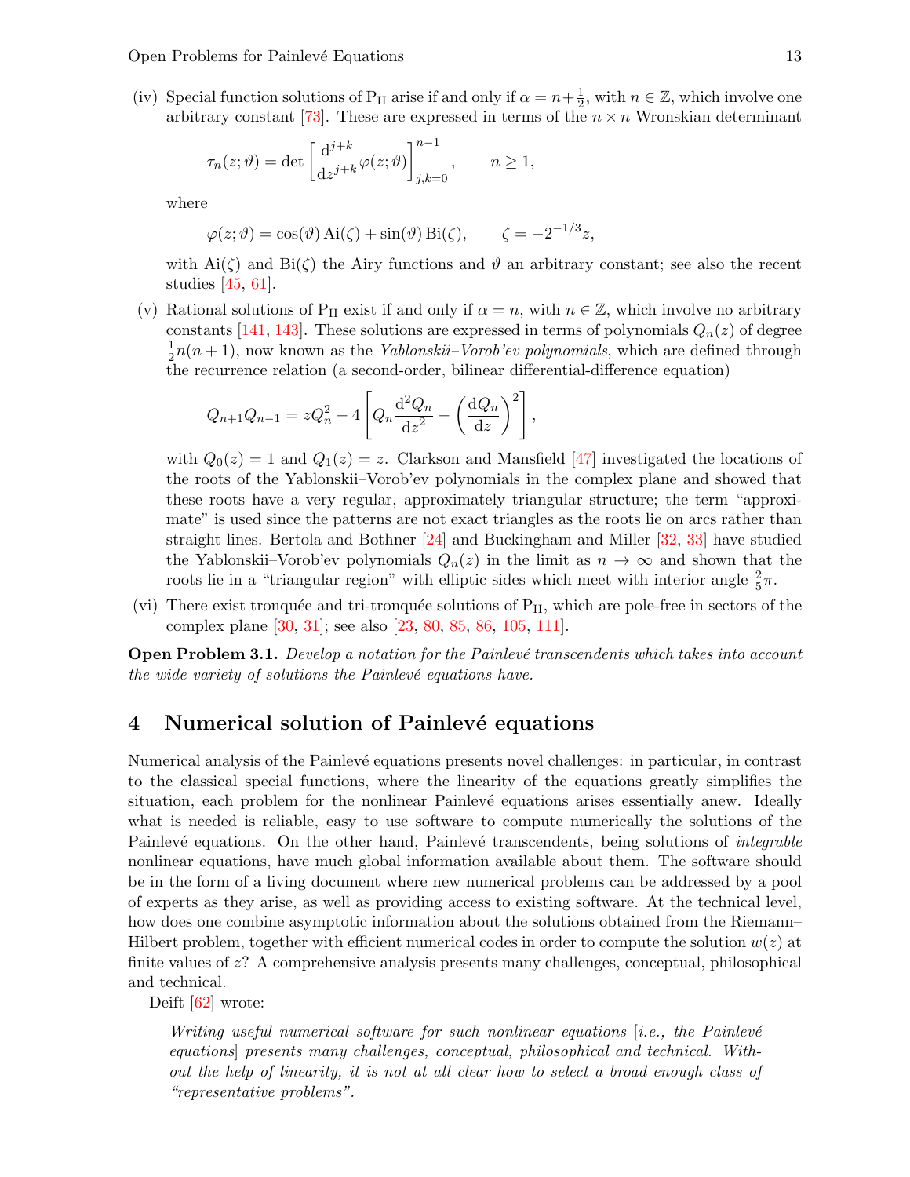(iv) Special function solutions of $\mathrm{P_{II}}$ arise if and only if $\alpha = n+\frac{1}{2}$, with $n \in \mathbb{Z}$, which involve one arbitrary constant [73]. These are expressed in terms of the $n \times n$ Wronskian determinant

$$\tau_n(z;\vartheta) = \det\left[\frac{\mathrm{d}^{j+k}}{\mathrm{d}z^{j+k}}\varphi(z;\vartheta)\right]_{j,k=0}^{n-1}, \qquad n \geq 1,$$

where

$$\varphi(z;\vartheta) = \cos(\vartheta)\,\mathrm{Ai}(\zeta) + \sin(\vartheta)\,\mathrm{Bi}(\zeta), \qquad \zeta = -2^{-1/3}z,$$

with $\mathrm{Ai}(\zeta)$ and $\mathrm{Bi}(\zeta)$ the Airy functions and $\vartheta$ an arbitrary constant; see also the recent studies [45, 61].

(v) Rational solutions of $\mathrm{P_{II}}$ exist if and only if $\alpha = n$, with $n \in \mathbb{Z}$, which involve no arbitrary constants [141, 143]. These solutions are expressed in terms of polynomials $Q_n(z)$ of degree $\frac{1}{2}n(n+1)$, now known as the *Yablonskii–Vorob'ev polynomials*, which are defined through the recurrence relation (a second-order, bilinear differential-difference equation)

$$Q_{n+1}Q_{n-1} = zQ_n^2 - 4\left[Q_n\frac{\mathrm{d}^2Q_n}{\mathrm{d}z^2} - \left(\frac{\mathrm{d}Q_n}{\mathrm{d}z}\right)^2\right],$$

with $Q_0(z) = 1$ and $Q_1(z) = z$. Clarkson and Mansfield [47] investigated the locations of the roots of the Yablonskii–Vorob'ev polynomials in the complex plane and showed that these roots have a very regular, approximately triangular structure; the term "approximate" is used since the patterns are not exact triangles as the roots lie on arcs rather than straight lines. Bertola and Bothner [24] and Buckingham and Miller [32, 33] have studied the Yablonskii–Vorob'ev polynomials $Q_n(z)$ in the limit as $n \to \infty$ and shown that the roots lie in a "triangular region" with elliptic sides which meet with interior angle $\frac{2}{5}\pi$.

(vi) There exist tronquée and tri-tronquée solutions of $\mathrm{P_{II}}$, which are pole-free in sectors of the complex plane [30, 31]; see also [23, 80, 85, 86, 105, 111].

**Open Problem 3.1.** *Develop a notation for the Painlevé transcendents which takes into account the wide variety of solutions the Painlevé equations have.*

## 4 Numerical solution of Painlevé equations

Numerical analysis of the Painlevé equations presents novel challenges: in particular, in contrast to the classical special functions, where the linearity of the equations greatly simplifies the situation, each problem for the nonlinear Painlevé equations arises essentially anew. Ideally what is needed is reliable, easy to use software to compute numerically the solutions of the Painlevé equations. On the other hand, Painlevé transcendents, being solutions of *integrable* nonlinear equations, have much global information available about them. The software should be in the form of a living document where new numerical problems can be addressed by a pool of experts as they arise, as well as providing access to existing software. At the technical level, how does one combine asymptotic information about the solutions obtained from the Riemann–Hilbert problem, together with efficient numerical codes in order to compute the solution $w(z)$ at finite values of $z$? A comprehensive analysis presents many challenges, conceptual, philosophical and technical.

Deift [62] wrote:

> *Writing useful numerical software for such nonlinear equations [i.e., the Painlevé equations] presents many challenges, conceptual, philosophical and technical. Without the help of linearity, it is not at all clear how to select a broad enough class of "representative problems".*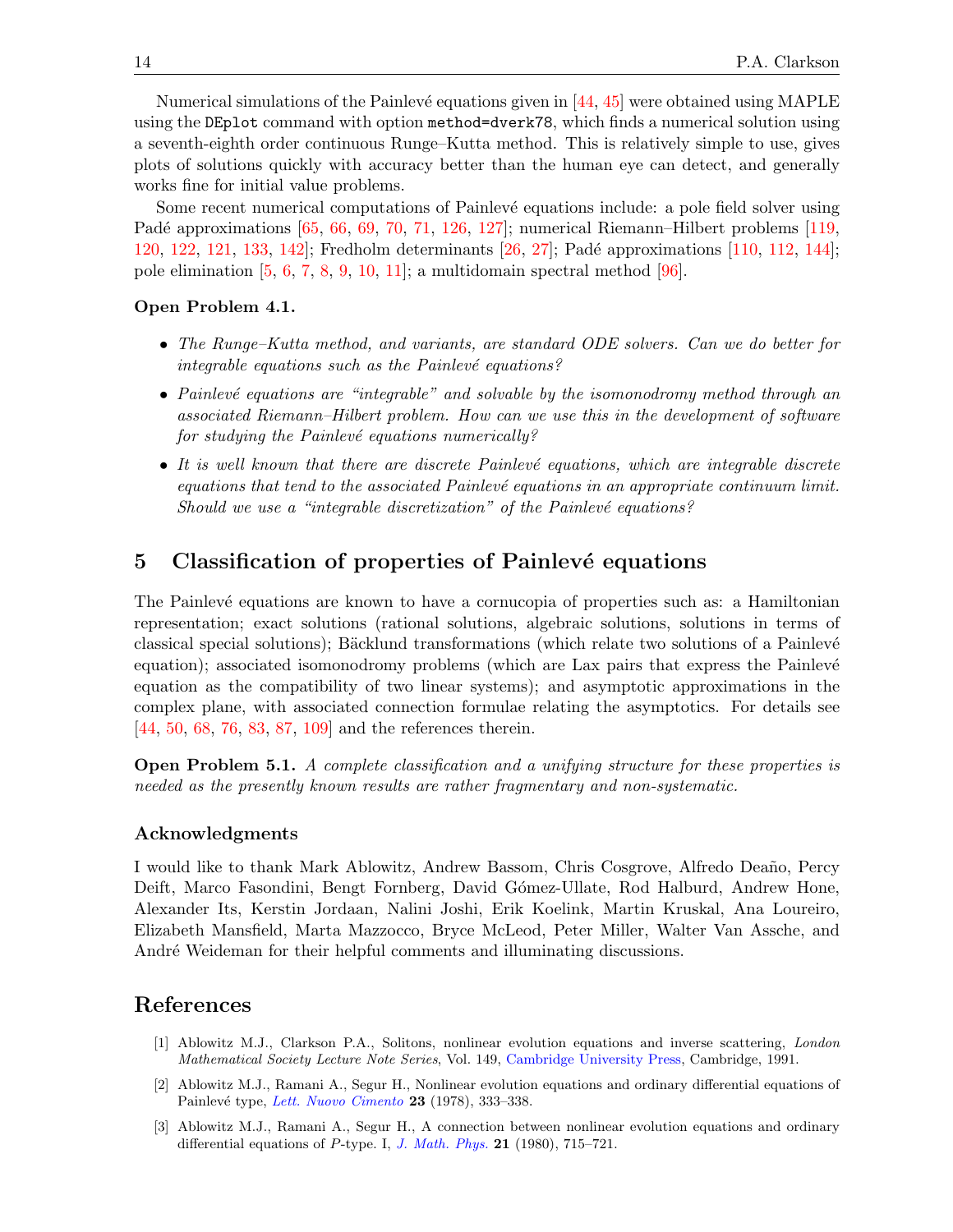Numerical simulations of the Painlevé equations given in [44, 45] were obtained using MAPLE using the `DEplot` command with option `method=dverk78`, which finds a numerical solution using a seventh-eighth order continuous Runge–Kutta method. This is relatively simple to use, gives plots of solutions quickly with accuracy better than the human eye can detect, and generally works fine for initial value problems.

Some recent numerical computations of Painlevé equations include: a pole field solver using Padé approximations [65, 66, 69, 70, 71, 126, 127]; numerical Riemann–Hilbert problems [119, 120, 122, 121, 133, 142]; Fredholm determinants [26, 27]; Padé approximations [110, 112, 144]; pole elimination [5, 6, 7, 8, 9, 10, 11]; a multidomain spectral method [96].

**Open Problem 4.1.**

- *The Runge–Kutta method, and variants, are standard ODE solvers. Can we do better for integrable equations such as the Painlevé equations?*
- *Painlevé equations are "integrable" and solvable by the isomonodromy method through an associated Riemann–Hilbert problem. How can we use this in the development of software for studying the Painlevé equations numerically?*
- *It is well known that there are discrete Painlevé equations, which are integrable discrete equations that tend to the associated Painlevé equations in an appropriate continuum limit. Should we use a "integrable discretization" of the Painlevé equations?*

## 5 Classification of properties of Painlevé equations

The Painlevé equations are known to have a cornucopia of properties such as: a Hamiltonian representation; exact solutions (rational solutions, algebraic solutions, solutions in terms of classical special solutions); Bäcklund transformations (which relate two solutions of a Painlevé equation); associated isomonodromy problems (which are Lax pairs that express the Painlevé equation as the compatibility of two linear systems); and asymptotic approximations in the complex plane, with associated connection formulae relating the asymptotics. For details see [44, 50, 68, 76, 83, 87, 109] and the references therein.

**Open Problem 5.1.** *A complete classification and a unifying structure for these properties is needed as the presently known results are rather fragmentary and non-systematic.*

### Acknowledgments

I would like to thank Mark Ablowitz, Andrew Bassom, Chris Cosgrove, Alfredo Deaño, Percy Deift, Marco Fasondini, Bengt Fornberg, David Gómez-Ullate, Rod Halburd, Andrew Hone, Alexander Its, Kerstin Jordaan, Nalini Joshi, Erik Koelink, Martin Kruskal, Ana Loureiro, Elizabeth Mansfield, Marta Mazzocco, Bryce McLeod, Peter Miller, Walter Van Assche, and André Weideman for their helpful comments and illuminating discussions.

## References

[1] Ablowitz M.J., Clarkson P.A., Solitons, nonlinear evolution equations and inverse scattering, *London Mathematical Society Lecture Note Series*, Vol. 149, Cambridge University Press, Cambridge, 1991.

[2] Ablowitz M.J., Ramani A., Segur H., Nonlinear evolution equations and ordinary differential equations of Painlevé type, *Lett. Nuovo Cimento* **23** (1978), 333–338.

[3] Ablowitz M.J., Ramani A., Segur H., A connection between nonlinear evolution equations and ordinary differential equations of $P$-type. I, *J. Math. Phys.* **21** (1980), 715–721.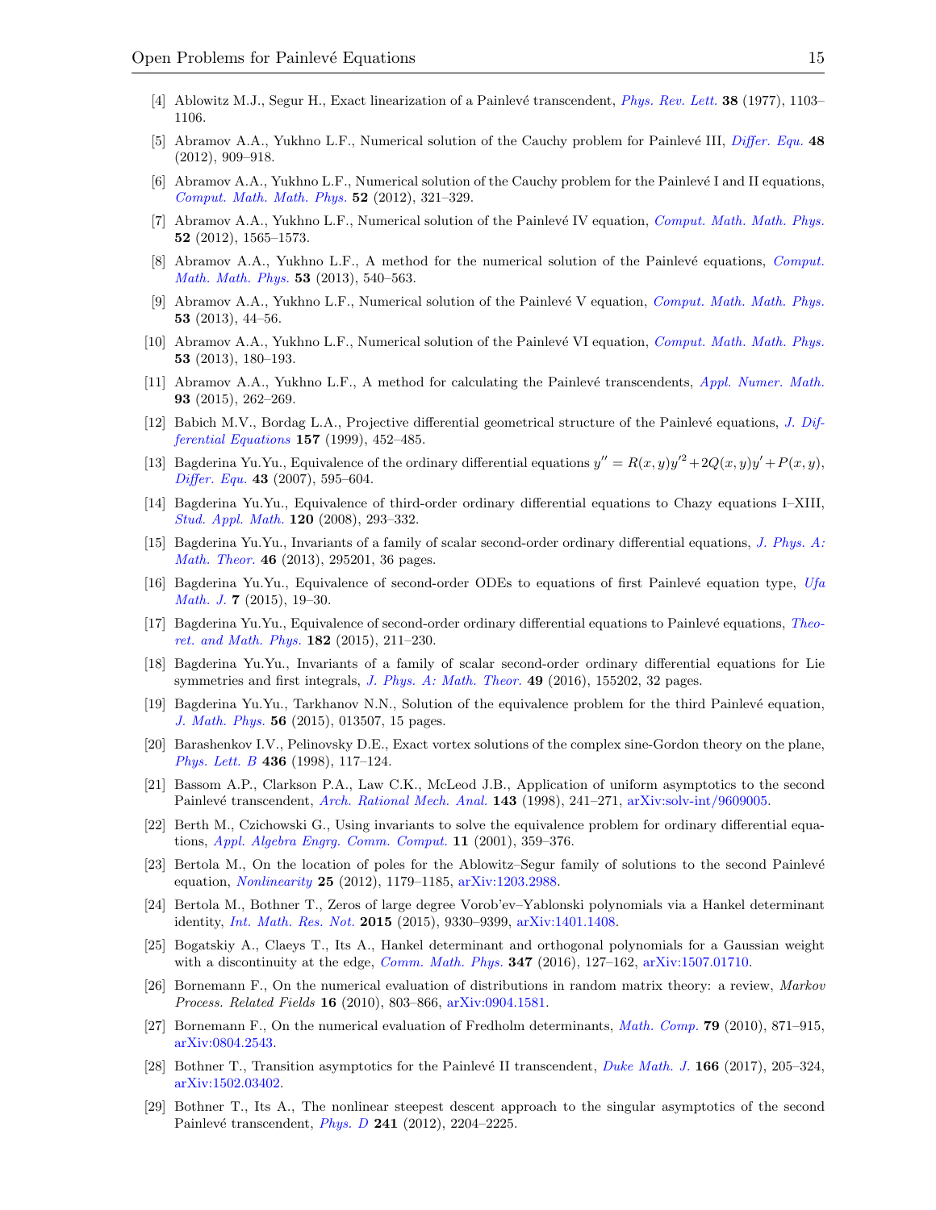- [4] Ablowitz M.J., Segur H., Exact linearization of a Painlevé transcendent, *Phys. Rev. Lett.* **38** (1977), 1103–1106.
- [5] Abramov A.A., Yukhno L.F., Numerical solution of the Cauchy problem for Painlevé III, *Differ. Equ.* **48** (2012), 909–918.
- [6] Abramov A.A., Yukhno L.F., Numerical solution of the Cauchy problem for the Painlevé I and II equations, *Comput. Math. Math. Phys.* **52** (2012), 321–329.
- [7] Abramov A.A., Yukhno L.F., Numerical solution of the Painlevé IV equation, *Comput. Math. Math. Phys.* **52** (2012), 1565–1573.
- [8] Abramov A.A., Yukhno L.F., A method for the numerical solution of the Painlevé equations, *Comput. Math. Math. Phys.* **53** (2013), 540–563.
- [9] Abramov A.A., Yukhno L.F., Numerical solution of the Painlevé V equation, *Comput. Math. Math. Phys.* **53** (2013), 44–56.
- [10] Abramov A.A., Yukhno L.F., Numerical solution of the Painlevé VI equation, *Comput. Math. Math. Phys.* **53** (2013), 180–193.
- [11] Abramov A.A., Yukhno L.F., A method for calculating the Painlevé transcendents, *Appl. Numer. Math.* **93** (2015), 262–269.
- [12] Babich M.V., Bordag L.A., Projective differential geometrical structure of the Painlevé equations, *J. Differential Equations* **157** (1999), 452–485.
- [13] Bagderina Yu.Yu., Equivalence of the ordinary differential equations $y'' = R(x,y)y'^2 + 2Q(x,y)y' + P(x,y)$, *Differ. Equ.* **43** (2007), 595–604.
- [14] Bagderina Yu.Yu., Equivalence of third-order ordinary differential equations to Chazy equations I–XIII, *Stud. Appl. Math.* **120** (2008), 293–332.
- [15] Bagderina Yu.Yu., Invariants of a family of scalar second-order ordinary differential equations, *J. Phys. A: Math. Theor.* **46** (2013), 295201, 36 pages.
- [16] Bagderina Yu.Yu., Equivalence of second-order ODEs to equations of first Painlevé equation type, *Ufa Math. J.* **7** (2015), 19–30.
- [17] Bagderina Yu.Yu., Equivalence of second-order ordinary differential equations to Painlevé equations, *Theoret. and Math. Phys.* **182** (2015), 211–230.
- [18] Bagderina Yu.Yu., Invariants of a family of scalar second-order ordinary differential equations for Lie symmetries and first integrals, *J. Phys. A: Math. Theor.* **49** (2016), 155202, 32 pages.
- [19] Bagderina Yu.Yu., Tarkhanov N.N., Solution of the equivalence problem for the third Painlevé equation, *J. Math. Phys.* **56** (2015), 013507, 15 pages.
- [20] Barashenkov I.V., Pelinovsky D.E., Exact vortex solutions of the complex sine-Gordon theory on the plane, *Phys. Lett. B* **436** (1998), 117–124.
- [21] Bassom A.P., Clarkson P.A., Law C.K., McLeod J.B., Application of uniform asymptotics to the second Painlevé transcendent, *Arch. Rational Mech. Anal.* **143** (1998), 241–271, arXiv:solv-int/9609005.
- [22] Berth M., Czichowski G., Using invariants to solve the equivalence problem for ordinary differential equations, *Appl. Algebra Engrg. Comm. Comput.* **11** (2001), 359–376.
- [23] Bertola M., On the location of poles for the Ablowitz–Segur family of solutions to the second Painlevé equation, *Nonlinearity* **25** (2012), 1179–1185, arXiv:1203.2988.
- [24] Bertola M., Bothner T., Zeros of large degree Vorob'ev–Yablonski polynomials via a Hankel determinant identity, *Int. Math. Res. Not.* **2015** (2015), 9330–9399, arXiv:1401.1408.
- [25] Bogatskiy A., Claeys T., Its A., Hankel determinant and orthogonal polynomials for a Gaussian weight with a discontinuity at the edge, *Comm. Math. Phys.* **347** (2016), 127–162, arXiv:1507.01710.
- [26] Bornemann F., On the numerical evaluation of distributions in random matrix theory: a review, *Markov Process. Related Fields* **16** (2010), 803–866, arXiv:0904.1581.
- [27] Bornemann F., On the numerical evaluation of Fredholm determinants, *Math. Comp.* **79** (2010), 871–915, arXiv:0804.2543.
- [28] Bothner T., Transition asymptotics for the Painlevé II transcendent, *Duke Math. J.* **166** (2017), 205–324, arXiv:1502.03402.
- [29] Bothner T., Its A., The nonlinear steepest descent approach to the singular asymptotics of the second Painlevé transcendent, *Phys. D* **241** (2012), 2204–2225.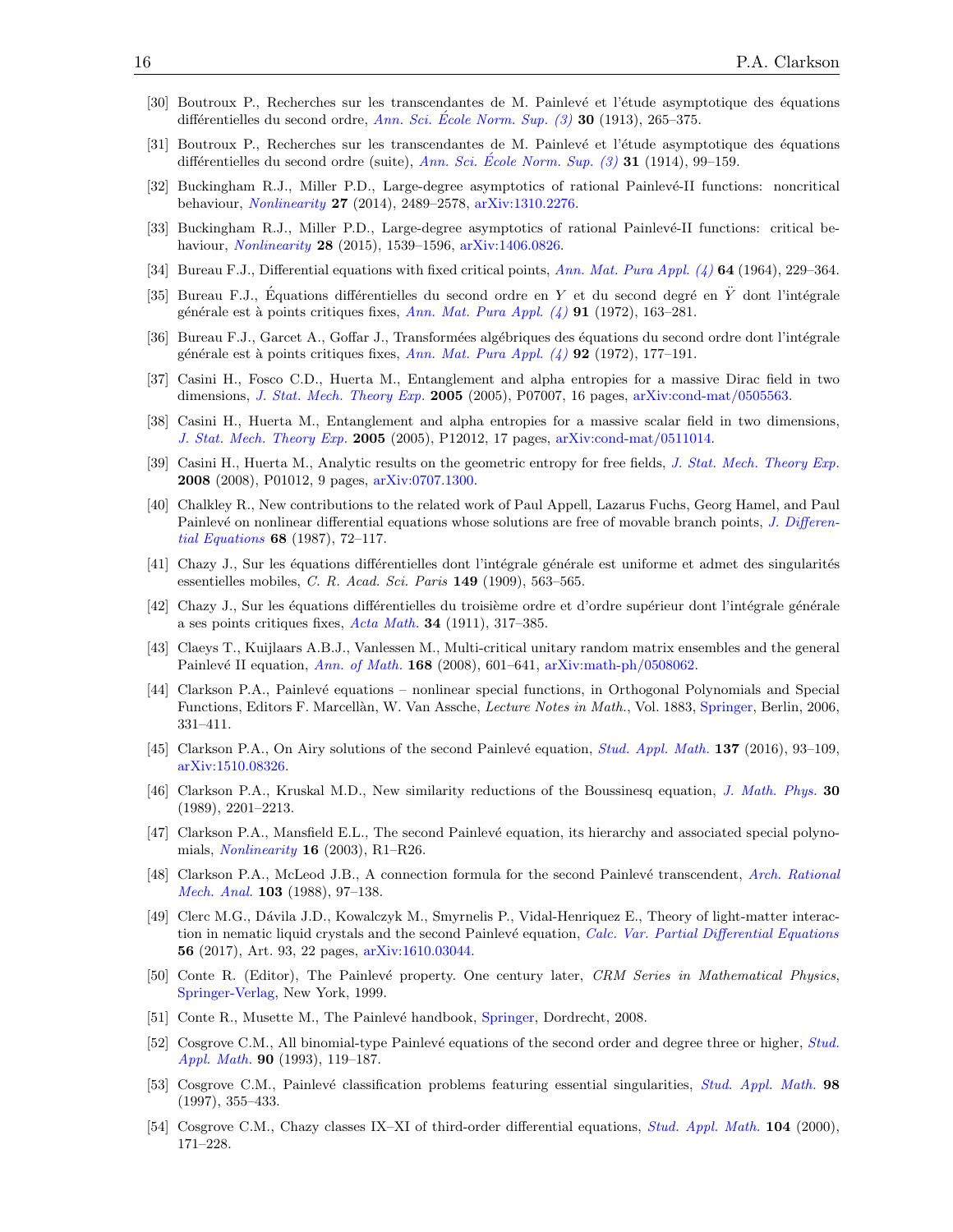[30] Boutroux P., Recherches sur les transcendantes de M. Painlevé et l'étude asymptotique des équations différentielles du second ordre, *Ann. Sci. École Norm. Sup. (3)* **30** (1913), 265–375.

[31] Boutroux P., Recherches sur les transcendantes de M. Painlevé et l'étude asymptotique des équations différentielles du second ordre (suite), *Ann. Sci. École Norm. Sup. (3)* **31** (1914), 99–159.

[32] Buckingham R.J., Miller P.D., Large-degree asymptotics of rational Painlevé-II functions: noncritical behaviour, *Nonlinearity* **27** (2014), 2489–2578, arXiv:1310.2276.

[33] Buckingham R.J., Miller P.D., Large-degree asymptotics of rational Painlevé-II functions: critical behaviour, *Nonlinearity* **28** (2015), 1539–1596, arXiv:1406.0826.

[34] Bureau F.J., Differential equations with fixed critical points, *Ann. Mat. Pura Appl. (4)* **64** (1964), 229–364.

[35] Bureau F.J., Équations différentielles du second ordre en $Y$ et du second degré en $\ddot{Y}$ dont l'intégrale générale est à points critiques fixes, *Ann. Mat. Pura Appl. (4)* **91** (1972), 163–281.

[36] Bureau F.J., Garcet A., Goffar J., Transformées algébriques des équations du second ordre dont l'intégrale générale est à points critiques fixes, *Ann. Mat. Pura Appl. (4)* **92** (1972), 177–191.

[37] Casini H., Fosco C.D., Huerta M., Entanglement and alpha entropies for a massive Dirac field in two dimensions, *J. Stat. Mech. Theory Exp.* **2005** (2005), P07007, 16 pages, arXiv:cond-mat/0505563.

[38] Casini H., Huerta M., Entanglement and alpha entropies for a massive scalar field in two dimensions, *J. Stat. Mech. Theory Exp.* **2005** (2005), P12012, 17 pages, arXiv:cond-mat/0511014.

[39] Casini H., Huerta M., Analytic results on the geometric entropy for free fields, *J. Stat. Mech. Theory Exp.* **2008** (2008), P01012, 9 pages, arXiv:0707.1300.

[40] Chalkley R., New contributions to the related work of Paul Appell, Lazarus Fuchs, Georg Hamel, and Paul Painlevé on nonlinear differential equations whose solutions are free of movable branch points, *J. Differential Equations* **68** (1987), 72–117.

[41] Chazy J., Sur les équations différentielles dont l'intégrale générale est uniforme et admet des singularités essentielles mobiles, *C. R. Acad. Sci. Paris* **149** (1909), 563–565.

[42] Chazy J., Sur les équations différentielles du troisième ordre et d'ordre supérieur dont l'intégrale générale a ses points critiques fixes, *Acta Math.* **34** (1911), 317–385.

[43] Claeys T., Kuijlaars A.B.J., Vanlessen M., Multi-critical unitary random matrix ensembles and the general Painlevé II equation, *Ann. of Math.* **168** (2008), 601–641, arXiv:math-ph/0508062.

[44] Clarkson P.A., Painlevé equations – nonlinear special functions, in Orthogonal Polynomials and Special Functions, Editors F. Marcellàn, W. Van Assche, *Lecture Notes in Math.*, Vol. 1883, Springer, Berlin, 2006, 331–411.

[45] Clarkson P.A., On Airy solutions of the second Painlevé equation, *Stud. Appl. Math.* **137** (2016), 93–109, arXiv:1510.08326.

[46] Clarkson P.A., Kruskal M.D., New similarity reductions of the Boussinesq equation, *J. Math. Phys.* **30** (1989), 2201–2213.

[47] Clarkson P.A., Mansfield E.L., The second Painlevé equation, its hierarchy and associated special polynomials, *Nonlinearity* **16** (2003), R1–R26.

[48] Clarkson P.A., McLeod J.B., A connection formula for the second Painlevé transcendent, *Arch. Rational Mech. Anal.* **103** (1988), 97–138.

[49] Clerc M.G., Dávila J.D., Kowalczyk M., Smyrnelis P., Vidal-Henriquez E., Theory of light-matter interaction in nematic liquid crystals and the second Painlevé equation, *Calc. Var. Partial Differential Equations* **56** (2017), Art. 93, 22 pages, arXiv:1610.03044.

[50] Conte R. (Editor), The Painlevé property. One century later, *CRM Series in Mathematical Physics*, Springer-Verlag, New York, 1999.

[51] Conte R., Musette M., The Painlevé handbook, Springer, Dordrecht, 2008.

[52] Cosgrove C.M., All binomial-type Painlevé equations of the second order and degree three or higher, *Stud. Appl. Math.* **90** (1993), 119–187.

[53] Cosgrove C.M., Painlevé classification problems featuring essential singularities, *Stud. Appl. Math.* **98** (1997), 355–433.

[54] Cosgrove C.M., Chazy classes IX–XI of third-order differential equations, *Stud. Appl. Math.* **104** (2000), 171–228.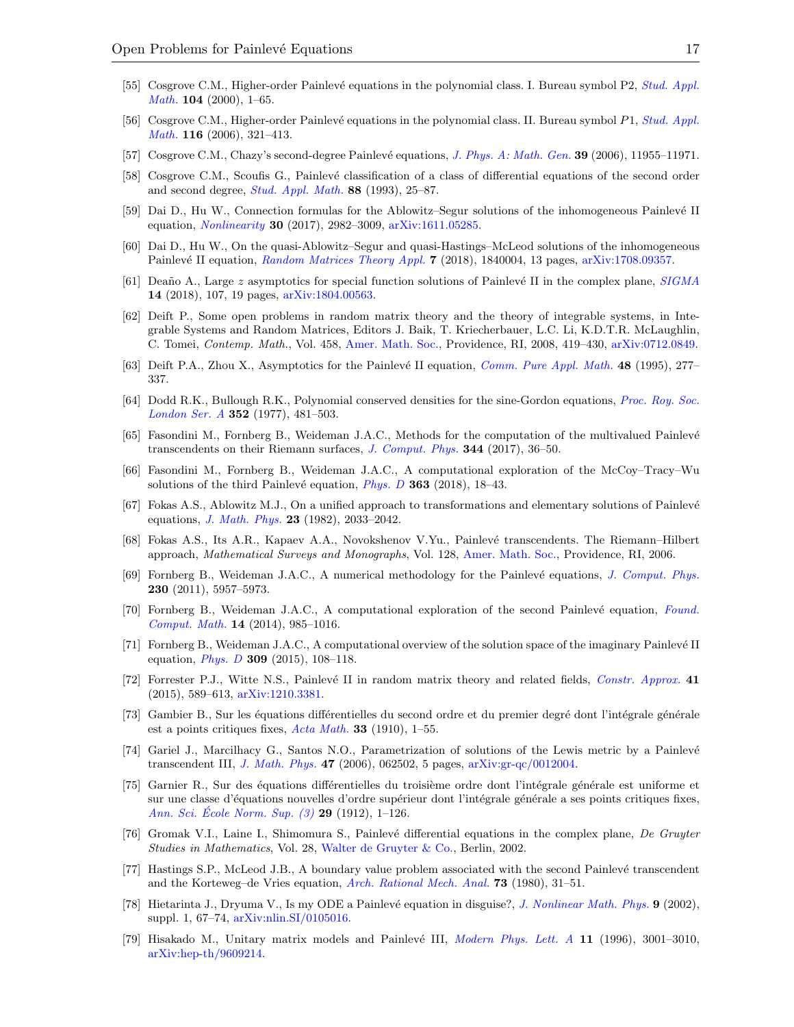[55] Cosgrove C.M., Higher-order Painlevé equations in the polynomial class. I. Bureau symbol P2, *Stud. Appl. Math.* **104** (2000), 1–65.

[56] Cosgrove C.M., Higher-order Painlevé equations in the polynomial class. II. Bureau symbol $P1$, *Stud. Appl. Math.* **116** (2006), 321–413.

[57] Cosgrove C.M., Chazy's second-degree Painlevé equations, *J. Phys. A: Math. Gen.* **39** (2006), 11955–11971.

[58] Cosgrove C.M., Scoufis G., Painlevé classification of a class of differential equations of the second order and second degree, *Stud. Appl. Math.* **88** (1993), 25–87.

[59] Dai D., Hu W., Connection formulas for the Ablowitz–Segur solutions of the inhomogeneous Painlevé II equation, *Nonlinearity* **30** (2017), 2982–3009, arXiv:1611.05285.

[60] Dai D., Hu W., On the quasi-Ablowitz–Segur and quasi-Hastings–McLeod solutions of the inhomogeneous Painlevé II equation, *Random Matrices Theory Appl.* **7** (2018), 1840004, 13 pages, arXiv:1708.09357.

[61] Deaño A., Large $z$ asymptotics for special function solutions of Painlevé II in the complex plane, *SIGMA* **14** (2018), 107, 19 pages, arXiv:1804.00563.

[62] Deift P., Some open problems in random matrix theory and the theory of integrable systems, in Integrable Systems and Random Matrices, Editors J. Baik, T. Kriecherbauer, L.C. Li, K.D.T.R. McLaughlin, C. Tomei, *Contemp. Math.*, Vol. 458, Amer. Math. Soc., Providence, RI, 2008, 419–430, arXiv:0712.0849.

[63] Deift P.A., Zhou X., Asymptotics for the Painlevé II equation, *Comm. Pure Appl. Math.* **48** (1995), 277–337.

[64] Dodd R.K., Bullough R.K., Polynomial conserved densities for the sine-Gordon equations, *Proc. Roy. Soc. London Ser. A* **352** (1977), 481–503.

[65] Fasondini M., Fornberg B., Weideman J.A.C., Methods for the computation of the multivalued Painlevé transcendents on their Riemann surfaces, *J. Comput. Phys.* **344** (2017), 36–50.

[66] Fasondini M., Fornberg B., Weideman J.A.C., A computational exploration of the McCoy–Tracy–Wu solutions of the third Painlevé equation, *Phys. D* **363** (2018), 18–43.

[67] Fokas A.S., Ablowitz M.J., On a unified approach to transformations and elementary solutions of Painlevé equations, *J. Math. Phys.* **23** (1982), 2033–2042.

[68] Fokas A.S., Its A.R., Kapaev A.A., Novokshenov V.Yu., Painlevé transcendents. The Riemann–Hilbert approach, *Mathematical Surveys and Monographs*, Vol. 128, Amer. Math. Soc., Providence, RI, 2006.

[69] Fornberg B., Weideman J.A.C., A numerical methodology for the Painlevé equations, *J. Comput. Phys.* **230** (2011), 5957–5973.

[70] Fornberg B., Weideman J.A.C., A computational exploration of the second Painlevé equation, *Found. Comput. Math.* **14** (2014), 985–1016.

[71] Fornberg B., Weideman J.A.C., A computational overview of the solution space of the imaginary Painlevé II equation, *Phys. D* **309** (2015), 108–118.

[72] Forrester P.J., Witte N.S., Painlevé II in random matrix theory and related fields, *Constr. Approx.* **41** (2015), 589–613, arXiv:1210.3381.

[73] Gambier B., Sur les équations différentielles du second ordre et du premier degré dont l'intégrale générale est a points critiques fixes, *Acta Math.* **33** (1910), 1–55.

[74] Gariel J., Marcilhacy G., Santos N.O., Parametrization of solutions of the Lewis metric by a Painlevé transcendent III, *J. Math. Phys.* **47** (2006), 062502, 5 pages, arXiv:gr-qc/0012004.

[75] Garnier R., Sur des équations différentielles du troisième ordre dont l'intégrale générale est uniforme et sur une classe d'équations nouvelles d'ordre supérieur dont l'intégrale générale a ses points critiques fixes, *Ann. Sci. École Norm. Sup. (3)* **29** (1912), 1–126.

[76] Gromak V.I., Laine I., Shimomura S., Painlevé differential equations in the complex plane, *De Gruyter Studies in Mathematics*, Vol. 28, Walter de Gruyter & Co., Berlin, 2002.

[77] Hastings S.P., McLeod J.B., A boundary value problem associated with the second Painlevé transcendent and the Korteweg–de Vries equation, *Arch. Rational Mech. Anal.* **73** (1980), 31–51.

[78] Hietarinta J., Dryuma V., Is my ODE a Painlevé equation in disguise?, *J. Nonlinear Math. Phys.* **9** (2002), suppl. 1, 67–74, arXiv:nlin.SI/0105016.

[79] Hisakado M., Unitary matrix models and Painlevé III, *Modern Phys. Lett. A* **11** (1996), 3001–3010, arXiv:hep-th/9609214.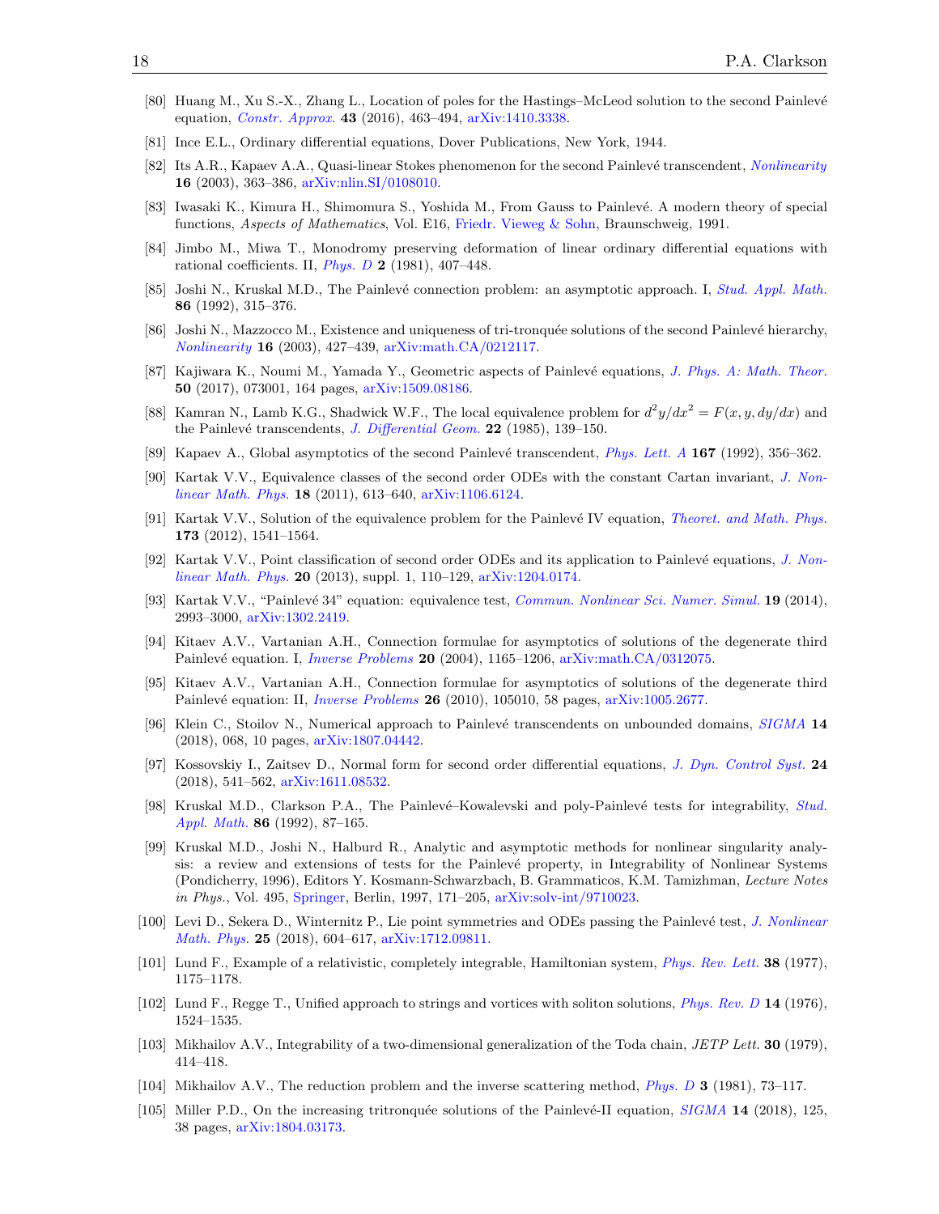[80] Huang M., Xu S.-X., Zhang L., Location of poles for the Hastings–McLeod solution to the second Painlevé equation, *Constr. Approx.* **43** (2016), 463–494, arXiv:1410.3338.

[81] Ince E.L., Ordinary differential equations, Dover Publications, New York, 1944.

[82] Its A.R., Kapaev A.A., Quasi-linear Stokes phenomenon for the second Painlevé transcendent, *Nonlinearity* **16** (2003), 363–386, arXiv:nlin.SI/0108010.

[83] Iwasaki K., Kimura H., Shimomura S., Yoshida M., From Gauss to Painlevé. A modern theory of special functions, *Aspects of Mathematics*, Vol. E16, Friedr. Vieweg & Sohn, Braunschweig, 1991.

[84] Jimbo M., Miwa T., Monodromy preserving deformation of linear ordinary differential equations with rational coefficients. II, *Phys. D* **2** (1981), 407–448.

[85] Joshi N., Kruskal M.D., The Painlevé connection problem: an asymptotic approach. I, *Stud. Appl. Math.* **86** (1992), 315–376.

[86] Joshi N., Mazzocco M., Existence and uniqueness of tri-tronquée solutions of the second Painlevé hierarchy, *Nonlinearity* **16** (2003), 427–439, arXiv:math.CA/0212117.

[87] Kajiwara K., Noumi M., Yamada Y., Geometric aspects of Painlevé equations, *J. Phys. A: Math. Theor.* **50** (2017), 073001, 164 pages, arXiv:1509.08186.

[88] Kamran N., Lamb K.G., Shadwick W.F., The local equivalence problem for $d^2y/dx^2 = F(x, y, dy/dx)$ and the Painlevé transcendents, *J. Differential Geom.* **22** (1985), 139–150.

[89] Kapaev A., Global asymptotics of the second Painlevé transcendent, *Phys. Lett. A* **167** (1992), 356–362.

[90] Kartak V.V., Equivalence classes of the second order ODEs with the constant Cartan invariant, *J. Nonlinear Math. Phys.* **18** (2011), 613–640, arXiv:1106.6124.

[91] Kartak V.V., Solution of the equivalence problem for the Painlevé IV equation, *Theoret. and Math. Phys.* **173** (2012), 1541–1564.

[92] Kartak V.V., Point classification of second order ODEs and its application to Painlevé equations, *J. Nonlinear Math. Phys.* **20** (2013), suppl. 1, 110–129, arXiv:1204.0174.

[93] Kartak V.V., "Painlevé 34" equation: equivalence test, *Commun. Nonlinear Sci. Numer. Simul.* **19** (2014), 2993–3000, arXiv:1302.2419.

[94] Kitaev A.V., Vartanian A.H., Connection formulae for asymptotics of solutions of the degenerate third Painlevé equation. I, *Inverse Problems* **20** (2004), 1165–1206, arXiv:math.CA/0312075.

[95] Kitaev A.V., Vartanian A.H., Connection formulae for asymptotics of solutions of the degenerate third Painlevé equation: II, *Inverse Problems* **26** (2010), 105010, 58 pages, arXiv:1005.2677.

[96] Klein C., Stoilov N., Numerical approach to Painlevé transcendents on unbounded domains, *SIGMA* **14** (2018), 068, 10 pages, arXiv:1807.04442.

[97] Kossovskiy I., Zaitsev D., Normal form for second order differential equations, *J. Dyn. Control Syst.* **24** (2018), 541–562, arXiv:1611.08532.

[98] Kruskal M.D., Clarkson P.A., The Painlevé–Kowalevski and poly-Painlevé tests for integrability, *Stud. Appl. Math.* **86** (1992), 87–165.

[99] Kruskal M.D., Joshi N., Halburd R., Analytic and asymptotic methods for nonlinear singularity analysis: a review and extensions of tests for the Painlevé property, in Integrability of Nonlinear Systems (Pondicherry, 1996), Editors Y. Kosmann-Schwarzbach, B. Grammaticos, K.M. Tamizhman, *Lecture Notes in Phys.*, Vol. 495, Springer, Berlin, 1997, 171–205, arXiv:solv-int/9710023.

[100] Levi D., Sekera D., Winternitz P., Lie point symmetries and ODEs passing the Painlevé test, *J. Nonlinear Math. Phys.* **25** (2018), 604–617, arXiv:1712.09811.

[101] Lund F., Example of a relativistic, completely integrable, Hamiltonian system, *Phys. Rev. Lett.* **38** (1977), 1175–1178.

[102] Lund F., Regge T., Unified approach to strings and vortices with soliton solutions, *Phys. Rev. D* **14** (1976), 1524–1535.

[103] Mikhailov A.V., Integrability of a two-dimensional generalization of the Toda chain, *JETP Lett.* **30** (1979), 414–418.

[104] Mikhailov A.V., The reduction problem and the inverse scattering method, *Phys. D* **3** (1981), 73–117.

[105] Miller P.D., On the increasing tritronquée solutions of the Painlevé-II equation, *SIGMA* **14** (2018), 125, 38 pages, arXiv:1804.03173.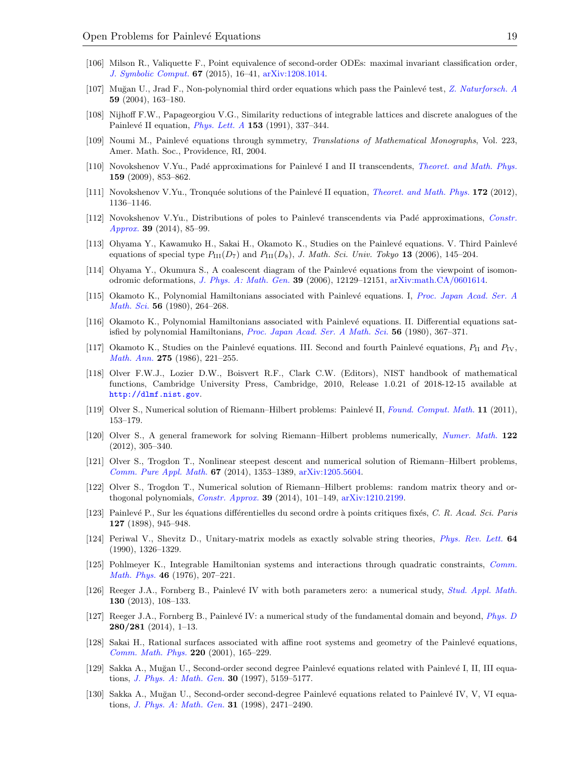[106] Milson R., Valiquette F., Point equivalence of second-order ODEs: maximal invariant classification order, *J. Symbolic Comput.* **67** (2015), 16–41, arXiv:1208.1014.

[107] Muğan U., Jrad F., Non-polynomial third order equations which pass the Painlevé test, *Z. Naturforsch. A* **59** (2004), 163–180.

[108] Nijhoff F.W., Papageorgiou V.G., Similarity reductions of integrable lattices and discrete analogues of the Painlevé II equation, *Phys. Lett. A* **153** (1991), 337–344.

[109] Noumi M., Painlevé equations through symmetry, *Translations of Mathematical Monographs*, Vol. 223, Amer. Math. Soc., Providence, RI, 2004.

[110] Novokshenov V.Yu., Padé approximations for Painlevé I and II transcendents, *Theoret. and Math. Phys.* **159** (2009), 853–862.

[111] Novokshenov V.Yu., Tronquée solutions of the Painlevé II equation, *Theoret. and Math. Phys.* **172** (2012), 1136–1146.

[112] Novokshenov V.Yu., Distributions of poles to Painlevé transcendents via Padé approximations, *Constr. Approx.* **39** (2014), 85–99.

[113] Ohyama Y., Kawamuko H., Sakai H., Okamoto K., Studies on the Painlevé equations. V. Third Painlevé equations of special type $P_{\mathrm{III}}(D_7)$ and $P_{\mathrm{III}}(D_8)$, *J. Math. Sci. Univ. Tokyo* **13** (2006), 145–204.

[114] Ohyama Y., Okumura S., A coalescent diagram of the Painlevé equations from the viewpoint of isomonodromic deformations, *J. Phys. A: Math. Gen.* **39** (2006), 12129–12151, arXiv:math.CA/0601614.

[115] Okamoto K., Polynomial Hamiltonians associated with Painlevé equations. I, *Proc. Japan Acad. Ser. A Math. Sci.* **56** (1980), 264–268.

[116] Okamoto K., Polynomial Hamiltonians associated with Painlevé equations. II. Differential equations satisfied by polynomial Hamiltonians, *Proc. Japan Acad. Ser. A Math. Sci.* **56** (1980), 367–371.

[117] Okamoto K., Studies on the Painlevé equations. III. Second and fourth Painlevé equations, $P_{\mathrm{II}}$ and $P_{\mathrm{IV}}$, *Math. Ann.* **275** (1986), 221–255.

[118] Olver F.W.J., Lozier D.W., Boisvert R.F., Clark C.W. (Editors), NIST handbook of mathematical functions, Cambridge University Press, Cambridge, 2010, Release 1.0.21 of 2018-12-15 available at `http://dlmf.nist.gov`.

[119] Olver S., Numerical solution of Riemann–Hilbert problems: Painlevé II, *Found. Comput. Math.* **11** (2011), 153–179.

[120] Olver S., A general framework for solving Riemann–Hilbert problems numerically, *Numer. Math.* **122** (2012), 305–340.

[121] Olver S., Trogdon T., Nonlinear steepest descent and numerical solution of Riemann–Hilbert problems, *Comm. Pure Appl. Math.* **67** (2014), 1353–1389, arXiv:1205.5604.

[122] Olver S., Trogdon T., Numerical solution of Riemann–Hilbert problems: random matrix theory and orthogonal polynomials, *Constr. Approx.* **39** (2014), 101–149, arXiv:1210.2199.

[123] Painlevé P., Sur les équations différentielles du second ordre à points critiques fixés, *C. R. Acad. Sci. Paris* **127** (1898), 945–948.

[124] Periwal V., Shevitz D., Unitary-matrix models as exactly solvable string theories, *Phys. Rev. Lett.* **64** (1990), 1326–1329.

[125] Pohlmeyer K., Integrable Hamiltonian systems and interactions through quadratic constraints, *Comm. Math. Phys.* **46** (1976), 207–221.

[126] Reeger J.A., Fornberg B., Painlevé IV with both parameters zero: a numerical study, *Stud. Appl. Math.* **130** (2013), 108–133.

[127] Reeger J.A., Fornberg B., Painlevé IV: a numerical study of the fundamental domain and beyond, *Phys. D* **280/281** (2014), 1–13.

[128] Sakai H., Rational surfaces associated with affine root systems and geometry of the Painlevé equations, *Comm. Math. Phys.* **220** (2001), 165–229.

[129] Sakka A., Muğan U., Second-order second degree Painlevé equations related with Painlevé I, II, III equations, *J. Phys. A: Math. Gen.* **30** (1997), 5159–5177.

[130] Sakka A., Muğan U., Second-order second-degree Painlevé equations related to Painlevé IV, V, VI equations, *J. Phys. A: Math. Gen.* **31** (1998), 2471–2490.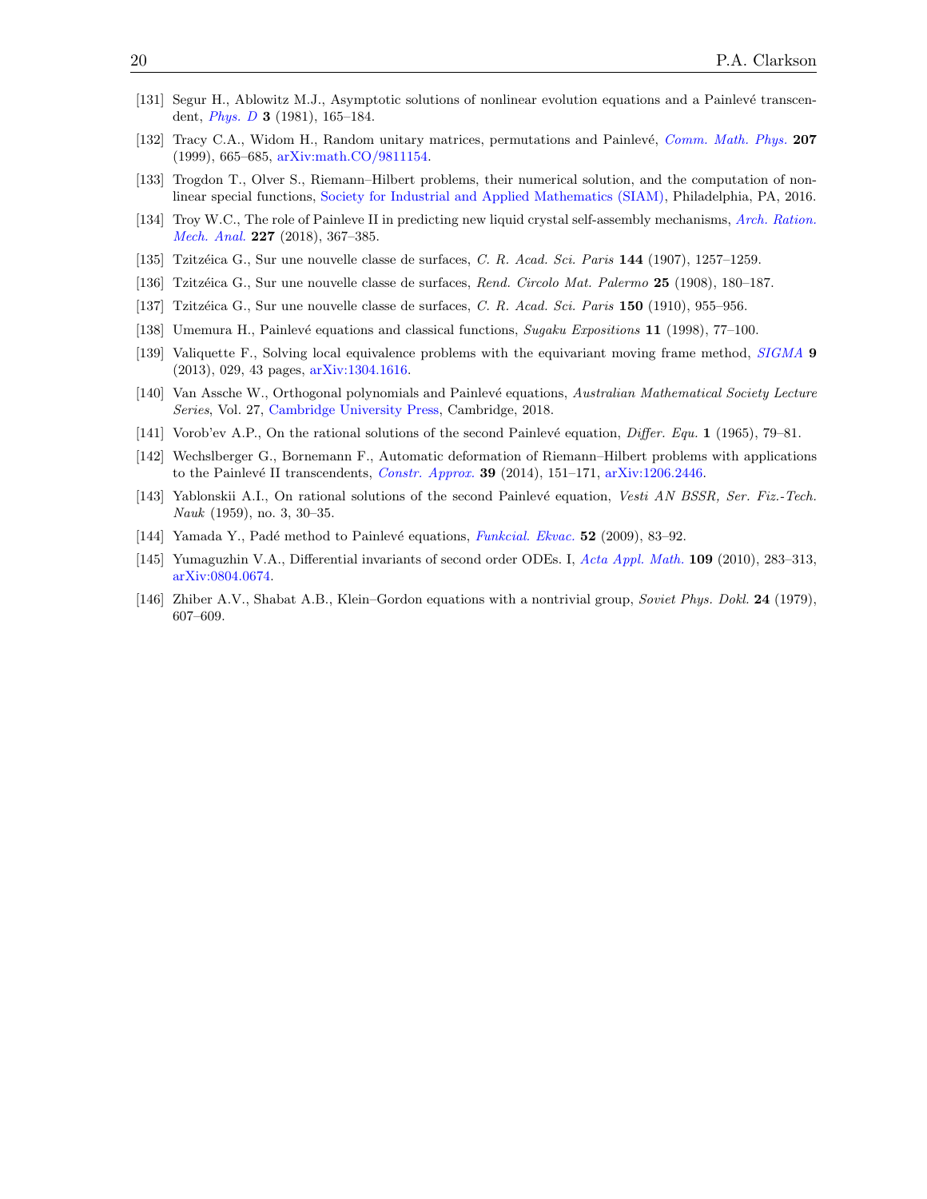- [131] Segur H., Ablowitz M.J., Asymptotic solutions of nonlinear evolution equations and a Painlevé transcendent, *Phys. D* **3** (1981), 165–184.
- [132] Tracy C.A., Widom H., Random unitary matrices, permutations and Painlevé, *Comm. Math. Phys.* **207** (1999), 665–685, arXiv:math.CO/9811154.
- [133] Trogdon T., Olver S., Riemann–Hilbert problems, their numerical solution, and the computation of nonlinear special functions, Society for Industrial and Applied Mathematics (SIAM), Philadelphia, PA, 2016.
- [134] Troy W.C., The role of Painleve II in predicting new liquid crystal self-assembly mechanisms, *Arch. Ration. Mech. Anal.* **227** (2018), 367–385.
- [135] Tzitzéica G., Sur une nouvelle classe de surfaces, *C. R. Acad. Sci. Paris* **144** (1907), 1257–1259.
- [136] Tzitzéica G., Sur une nouvelle classe de surfaces, *Rend. Circolo Mat. Palermo* **25** (1908), 180–187.
- [137] Tzitzéica G., Sur une nouvelle classe de surfaces, *C. R. Acad. Sci. Paris* **150** (1910), 955–956.
- [138] Umemura H., Painlevé equations and classical functions, *Sugaku Expositions* **11** (1998), 77–100.
- [139] Valiquette F., Solving local equivalence problems with the equivariant moving frame method, *SIGMA* **9** (2013), 029, 43 pages, arXiv:1304.1616.
- [140] Van Assche W., Orthogonal polynomials and Painlevé equations, *Australian Mathematical Society Lecture Series*, Vol. 27, Cambridge University Press, Cambridge, 2018.
- [141] Vorob'ev A.P., On the rational solutions of the second Painlevé equation, *Differ. Equ.* **1** (1965), 79–81.
- [142] Wechslberger G., Bornemann F., Automatic deformation of Riemann–Hilbert problems with applications to the Painlevé II transcendents, *Constr. Approx.* **39** (2014), 151–171, arXiv:1206.2446.
- [143] Yablonskii A.I., On rational solutions of the second Painlevé equation, *Vesti AN BSSR, Ser. Fiz.-Tech. Nauk* (1959), no. 3, 30–35.
- [144] Yamada Y., Padé method to Painlevé equations, *Funkcial. Ekvac.* **52** (2009), 83–92.
- [145] Yumaguzhin V.A., Differential invariants of second order ODEs. I, *Acta Appl. Math.* **109** (2010), 283–313, arXiv:0804.0674.
- [146] Zhiber A.V., Shabat A.B., Klein–Gordon equations with a nontrivial group, *Soviet Phys. Dokl.* **24** (1979), 607–609.